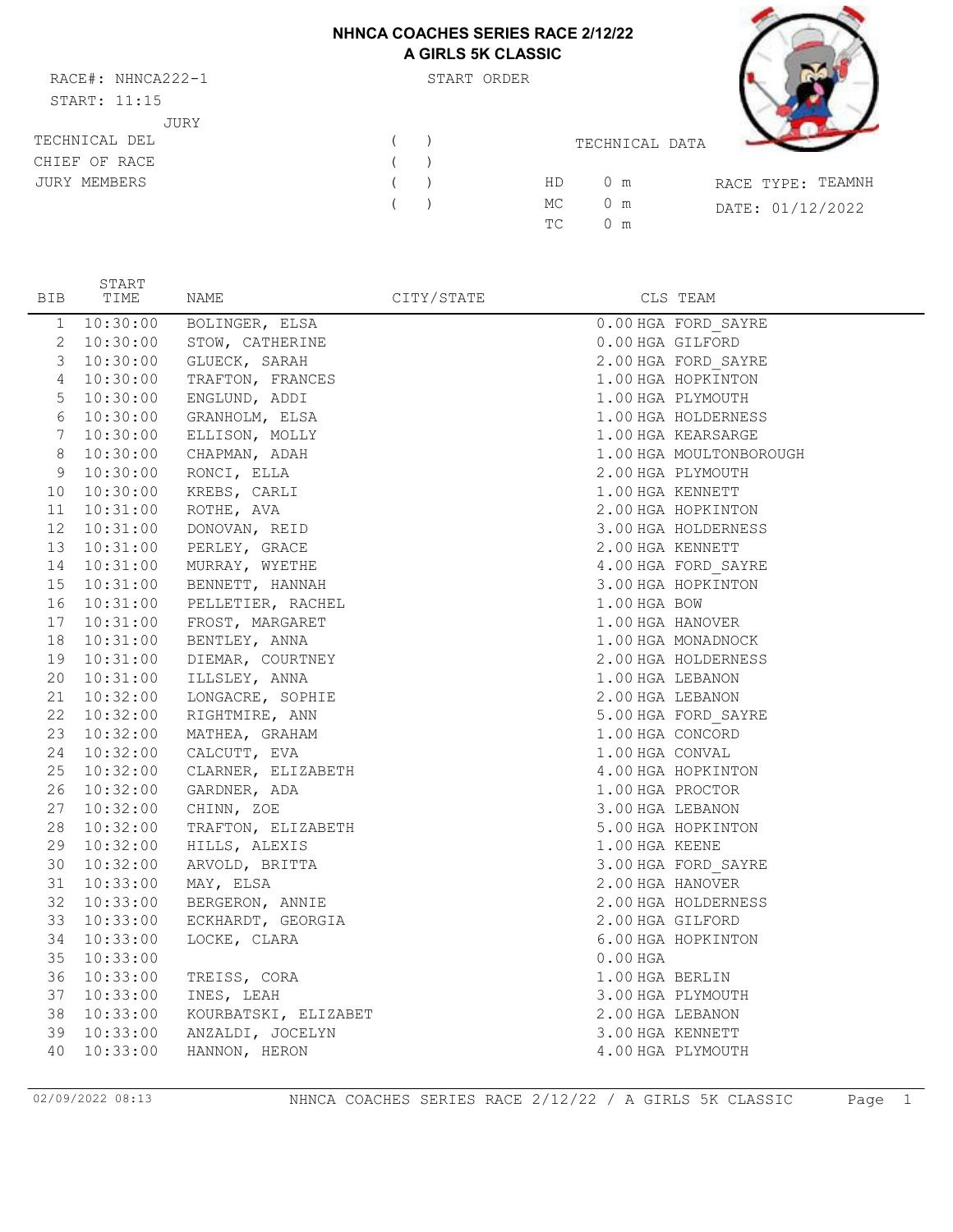# NHNCA COACHES SERIES RACE 2/12/22
## A GIRLS 5K CLASSIC

RACE#: NHNCA222-1

START: 11:15

START ORDER

JURY

TECHNICAL DEL ( )

CHIEF OF RACE ( )

JURY MEMBERS ( )

( )

TECHNICAL DATA

HD 0 m

MC 0 m

TC 0 m

RACE TYPE: TEAMNH

DATE: 01/12/2022

| BIB | START TIME | NAME | CITY/STATE | CLS | TEAM |
|---|---|---|---|---|---|
| 1 | 10:30:00 | BOLINGER, ELSA | | 0.00 HGA | FORD_SAYRE |
| 2 | 10:30:00 | STOW, CATHERINE | | 0.00 HGA | GILFORD |
| 3 | 10:30:00 | GLUECK, SARAH | | 2.00 HGA | FORD_SAYRE |
| 4 | 10:30:00 | TRAFTON, FRANCES | | 1.00 HGA | HOPKINTON |
| 5 | 10:30:00 | ENGLUND, ADDI | | 1.00 HGA | PLYMOUTH |
| 6 | 10:30:00 | GRANHOLM, ELSA | | 1.00 HGA | HOLDERNESS |
| 7 | 10:30:00 | ELLISON, MOLLY | | 1.00 HGA | KEARSARGE |
| 8 | 10:30:00 | CHAPMAN, ADAH | | 1.00 HGA | MOULTONBOROUGH |
| 9 | 10:30:00 | RONCI, ELLA | | 2.00 HGA | PLYMOUTH |
| 10 | 10:30:00 | KREBS, CARLI | | 1.00 HGA | KENNETT |
| 11 | 10:31:00 | ROTHE, AVA | | 2.00 HGA | HOPKINTON |
| 12 | 10:31:00 | DONOVAN, REID | | 3.00 HGA | HOLDERNESS |
| 13 | 10:31:00 | PERLEY, GRACE | | 2.00 HGA | KENNETT |
| 14 | 10:31:00 | MURRAY, WYETHE | | 4.00 HGA | FORD_SAYRE |
| 15 | 10:31:00 | BENNETT, HANNAH | | 3.00 HGA | HOPKINTON |
| 16 | 10:31:00 | PELLETIER, RACHEL | | 1.00 HGA | BOW |
| 17 | 10:31:00 | FROST, MARGARET | | 1.00 HGA | HANOVER |
| 18 | 10:31:00 | BENTLEY, ANNA | | 1.00 HGA | MONADNOCK |
| 19 | 10:31:00 | DIEMAR, COURTNEY | | 2.00 HGA | HOLDERNESS |
| 20 | 10:31:00 | ILLSLEY, ANNA | | 1.00 HGA | LEBANON |
| 21 | 10:32:00 | LONGACRE, SOPHIE | | 2.00 HGA | LEBANON |
| 22 | 10:32:00 | RIGHTMIRE, ANN | | 5.00 HGA | FORD_SAYRE |
| 23 | 10:32:00 | MATHEA, GRAHAM | | 1.00 HGA | CONCORD |
| 24 | 10:32:00 | CALCUTT, EVA | | 1.00 HGA | CONVAL |
| 25 | 10:32:00 | CLARNER, ELIZABETH | | 4.00 HGA | HOPKINTON |
| 26 | 10:32:00 | GARDNER, ADA | | 1.00 HGA | PROCTOR |
| 27 | 10:32:00 | CHINN, ZOE | | 3.00 HGA | LEBANON |
| 28 | 10:32:00 | TRAFTON, ELIZABETH | | 5.00 HGA | HOPKINTON |
| 29 | 10:32:00 | HILLS, ALEXIS | | 1.00 HGA | KEENE |
| 30 | 10:32:00 | ARVOLD, BRITTA | | 3.00 HGA | FORD_SAYRE |
| 31 | 10:33:00 | MAY, ELSA | | 2.00 HGA | HANOVER |
| 32 | 10:33:00 | BERGERON, ANNIE | | 2.00 HGA | HOLDERNESS |
| 33 | 10:33:00 | ECKHARDT, GEORGIA | | 2.00 HGA | GILFORD |
| 34 | 10:33:00 | LOCKE, CLARA | | 6.00 HGA | HOPKINTON |
| 35 | 10:33:00 | | | 0.00 HGA | |
| 36 | 10:33:00 | TREISS, CORA | | 1.00 HGA | BERLIN |
| 37 | 10:33:00 | INES, LEAH | | 3.00 HGA | PLYMOUTH |
| 38 | 10:33:00 | KOURBATSKI, ELIZABET | | 2.00 HGA | LEBANON |
| 39 | 10:33:00 | ANZALDI, JOCELYN | | 3.00 HGA | KENNETT |
| 40 | 10:33:00 | HANNON, HERON | | 4.00 HGA | PLYMOUTH |

02/09/2022 08:13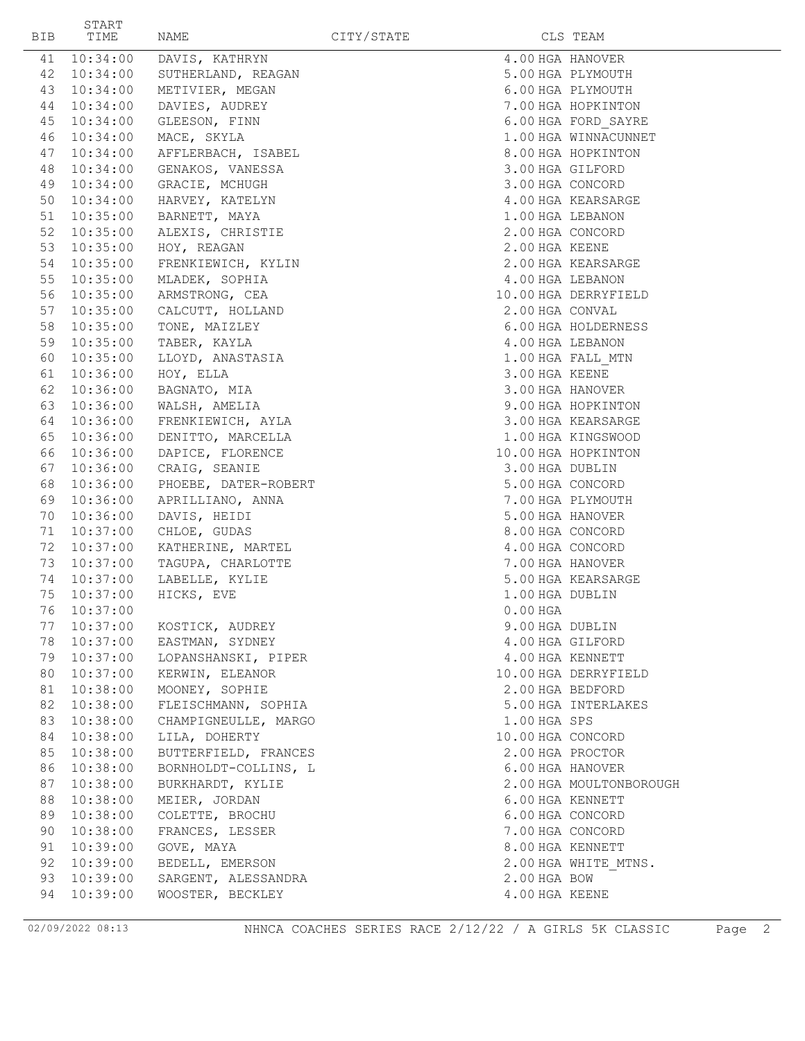| BIB | START TIME | NAME | CITY/STATE | CLS | TEAM |
|---|---|---|---|---|---|
| 41 | 10:34:00 | DAVIS, KATHRYN | | 4.00 | HGA HANOVER |
| 42 | 10:34:00 | SUTHERLAND, REAGAN | | 5.00 | HGA PLYMOUTH |
| 43 | 10:34:00 | METIVIER, MEGAN | | 6.00 | HGA PLYMOUTH |
| 44 | 10:34:00 | DAVIES, AUDREY | | 7.00 | HGA HOPKINTON |
| 45 | 10:34:00 | GLEESON, FINN | | 6.00 | HGA FORD_SAYRE |
| 46 | 10:34:00 | MACE, SKYLA | | 1.00 | HGA WINNACUNNET |
| 47 | 10:34:00 | AFFLERBACH, ISABEL | | 8.00 | HGA HOPKINTON |
| 48 | 10:34:00 | GENAKOS, VANESSA | | 3.00 | HGA GILFORD |
| 49 | 10:34:00 | GRACIE, MCHUGH | | 3.00 | HGA CONCORD |
| 50 | 10:34:00 | HARVEY, KATELYN | | 4.00 | HGA KEARSARGE |
| 51 | 10:35:00 | BARNETT, MAYA | | 1.00 | HGA LEBANON |
| 52 | 10:35:00 | ALEXIS, CHRISTIE | | 2.00 | HGA CONCORD |
| 53 | 10:35:00 | HOY, REAGAN | | 2.00 | HGA KEENE |
| 54 | 10:35:00 | FRENKIEWICH, KYLIN | | 2.00 | HGA KEARSARGE |
| 55 | 10:35:00 | MLADEK, SOPHIA | | 4.00 | HGA LEBANON |
| 56 | 10:35:00 | ARMSTRONG, CEA | | 10.00 | HGA DERRYFIELD |
| 57 | 10:35:00 | CALCUTT, HOLLAND | | 2.00 | HGA CONVAL |
| 58 | 10:35:00 | TONE, MAIZLEY | | 6.00 | HGA HOLDERNESS |
| 59 | 10:35:00 | TABER, KAYLA | | 4.00 | HGA LEBANON |
| 60 | 10:35:00 | LLOYD, ANASTASIA | | 1.00 | HGA FALL_MTN |
| 61 | 10:36:00 | HOY, ELLA | | 3.00 | HGA KEENE |
| 62 | 10:36:00 | BAGNATO, MIA | | 3.00 | HGA HANOVER |
| 63 | 10:36:00 | WALSH, AMELIA | | 9.00 | HGA HOPKINTON |
| 64 | 10:36:00 | FRENKIEWICH, AYLA | | 3.00 | HGA KEARSARGE |
| 65 | 10:36:00 | DENITTO, MARCELLA | | 1.00 | HGA KINGSWOOD |
| 66 | 10:36:00 | DAPICE, FLORENCE | | 10.00 | HGA HOPKINTON |
| 67 | 10:36:00 | CRAIG, SEANIE | | 3.00 | HGA DUBLIN |
| 68 | 10:36:00 | PHOEBE, DATER-ROBERT | | 5.00 | HGA CONCORD |
| 69 | 10:36:00 | APRILLIANO, ANNA | | 7.00 | HGA PLYMOUTH |
| 70 | 10:36:00 | DAVIS, HEIDI | | 5.00 | HGA HANOVER |
| 71 | 10:37:00 | CHLOE, GUDAS | | 8.00 | HGA CONCORD |
| 72 | 10:37:00 | KATHERINE, MARTEL | | 4.00 | HGA CONCORD |
| 73 | 10:37:00 | TAGUPA, CHARLOTTE | | 7.00 | HGA HANOVER |
| 74 | 10:37:00 | LABELLE, KYLIE | | 5.00 | HGA KEARSARGE |
| 75 | 10:37:00 | HICKS, EVE | | 1.00 | HGA DUBLIN |
| 76 | 10:37:00 | | | 0.00 | HGA |
| 77 | 10:37:00 | KOSTICK, AUDREY | | 9.00 | HGA DUBLIN |
| 78 | 10:37:00 | EASTMAN, SYDNEY | | 4.00 | HGA GILFORD |
| 79 | 10:37:00 | LOPANSHANSKI, PIPER | | 4.00 | HGA KENNETT |
| 80 | 10:37:00 | KERWIN, ELEANOR | | 10.00 | HGA DERRYFIELD |
| 81 | 10:38:00 | MOONEY, SOPHIE | | 2.00 | HGA BEDFORD |
| 82 | 10:38:00 | FLEISCHMANN, SOPHIA | | 5.00 | HGA INTERLAKES |
| 83 | 10:38:00 | CHAMPIGNEULLE, MARGO | | 1.00 | HGA SPS |
| 84 | 10:38:00 | LILA, DOHERTY | | 10.00 | HGA CONCORD |
| 85 | 10:38:00 | BUTTERFIELD, FRANCES | | 2.00 | HGA PROCTOR |
| 86 | 10:38:00 | BORNHOLDT-COLLINS, L | | 6.00 | HGA HANOVER |
| 87 | 10:38:00 | BURKHARDT, KYLIE | | 2.00 | HGA MOULTONBOROUGH |
| 88 | 10:38:00 | MEIER, JORDAN | | 6.00 | HGA KENNETT |
| 89 | 10:38:00 | COLETTE, BROCHU | | 6.00 | HGA CONCORD |
| 90 | 10:38:00 | FRANCES, LESSER | | 7.00 | HGA CONCORD |
| 91 | 10:39:00 | GOVE, MAYA | | 8.00 | HGA KENNETT |
| 92 | 10:39:00 | BEDELL, EMERSON | | 2.00 | HGA WHITE_MTNS. |
| 93 | 10:39:00 | SARGENT, ALESSANDRA | | 2.00 | HGA BOW |
| 94 | 10:39:00 | WOOSTER, BECKLEY | | 4.00 | HGA KEENE |

02/09/2022 08:13 NHNCA COACHES SERIES RACE 2/12/22 / A GIRLS 5K CLASSIC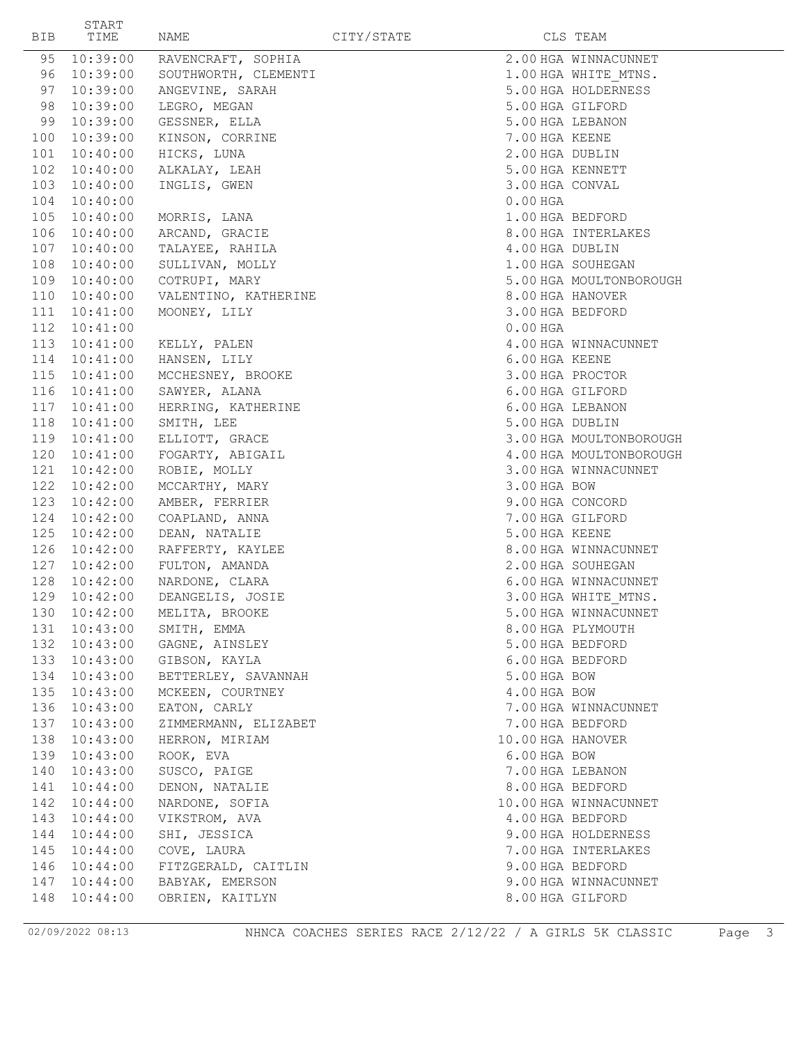| BIB | START TIME | NAME | CITY/STATE | CLS | TEAM |
|---|---|---|---|---|---|
| 95 | 10:39:00 | RAVENCRAFT, SOPHIA | | 2.00 HGA | WINNACUNNET |
| 96 | 10:39:00 | SOUTHWORTH, CLEMENTI | | 1.00 HGA | WHITE_MTNS. |
| 97 | 10:39:00 | ANGEVINE, SARAH | | 5.00 HGA | HOLDERNESS |
| 98 | 10:39:00 | LEGRO, MEGAN | | 5.00 HGA | GILFORD |
| 99 | 10:39:00 | GESSNER, ELLA | | 5.00 HGA | LEBANON |
| 100 | 10:39:00 | KINSON, CORRINE | | 7.00 HGA | KEENE |
| 101 | 10:40:00 | HICKS, LUNA | | 2.00 HGA | DUBLIN |
| 102 | 10:40:00 | ALKALAY, LEAH | | 5.00 HGA | KENNETT |
| 103 | 10:40:00 | INGLIS, GWEN | | 3.00 HGA | CONVAL |
| 104 | 10:40:00 | | | 0.00 HGA | |
| 105 | 10:40:00 | MORRIS, LANA | | 1.00 HGA | BEDFORD |
| 106 | 10:40:00 | ARCAND, GRACIE | | 8.00 HGA | INTERLAKES |
| 107 | 10:40:00 | TALAYEE, RAHILA | | 4.00 HGA | DUBLIN |
| 108 | 10:40:00 | SULLIVAN, MOLLY | | 1.00 HGA | SOUHEGAN |
| 109 | 10:40:00 | COTRUPI, MARY | | 5.00 HGA | MOULTONBOROUGH |
| 110 | 10:40:00 | VALENTINO, KATHERINE | | 8.00 HGA | HANOVER |
| 111 | 10:41:00 | MOONEY, LILY | | 3.00 HGA | BEDFORD |
| 112 | 10:41:00 | | | 0.00 HGA | |
| 113 | 10:41:00 | KELLY, PALEN | | 4.00 HGA | WINNACUNNET |
| 114 | 10:41:00 | HANSEN, LILY | | 6.00 HGA | KEENE |
| 115 | 10:41:00 | MCCHESNEY, BROOKE | | 3.00 HGA | PROCTOR |
| 116 | 10:41:00 | SAWYER, ALANA | | 6.00 HGA | GILFORD |
| 117 | 10:41:00 | HERRING, KATHERINE | | 6.00 HGA | LEBANON |
| 118 | 10:41:00 | SMITH, LEE | | 5.00 HGA | DUBLIN |
| 119 | 10:41:00 | ELLIOTT, GRACE | | 3.00 HGA | MOULTONBOROUGH |
| 120 | 10:41:00 | FOGARTY, ABIGAIL | | 4.00 HGA | MOULTONBOROUGH |
| 121 | 10:42:00 | ROBIE, MOLLY | | 3.00 HGA | WINNACUNNET |
| 122 | 10:42:00 | MCCARTHY, MARY | | 3.00 HGA | BOW |
| 123 | 10:42:00 | AMBER, FERRIER | | 9.00 HGA | CONCORD |
| 124 | 10:42:00 | COAPLAND, ANNA | | 7.00 HGA | GILFORD |
| 125 | 10:42:00 | DEAN, NATALIE | | 5.00 HGA | KEENE |
| 126 | 10:42:00 | RAFFERTY, KAYLEE | | 8.00 HGA | WINNACUNNET |
| 127 | 10:42:00 | FULTON, AMANDA | | 2.00 HGA | SOUHEGAN |
| 128 | 10:42:00 | NARDONE, CLARA | | 6.00 HGA | WINNACUNNET |
| 129 | 10:42:00 | DEANGELIS, JOSIE | | 3.00 HGA | WHITE_MTNS. |
| 130 | 10:42:00 | MELITA, BROOKE | | 5.00 HGA | WINNACUNNET |
| 131 | 10:43:00 | SMITH, EMMA | | 8.00 HGA | PLYMOUTH |
| 132 | 10:43:00 | GAGNE, AINSLEY | | 5.00 HGA | BEDFORD |
| 133 | 10:43:00 | GIBSON, KAYLA | | 6.00 HGA | BEDFORD |
| 134 | 10:43:00 | BETTERLEY, SAVANNAH | | 5.00 HGA | BOW |
| 135 | 10:43:00 | MCKEEN, COURTNEY | | 4.00 HGA | BOW |
| 136 | 10:43:00 | EATON, CARLY | | 7.00 HGA | WINNACUNNET |
| 137 | 10:43:00 | ZIMMERMANN, ELIZABET | | 7.00 HGA | BEDFORD |
| 138 | 10:43:00 | HERRON, MIRIAM | | 10.00 HGA | HANOVER |
| 139 | 10:43:00 | ROOK, EVA | | 6.00 HGA | BOW |
| 140 | 10:43:00 | SUSCO, PAIGE | | 7.00 HGA | LEBANON |
| 141 | 10:44:00 | DENON, NATALIE | | 8.00 HGA | BEDFORD |
| 142 | 10:44:00 | NARDONE, SOFIA | | 10.00 HGA | WINNACUNNET |
| 143 | 10:44:00 | VIKSTROM, AVA | | 4.00 HGA | BEDFORD |
| 144 | 10:44:00 | SHI, JESSICA | | 9.00 HGA | HOLDERNESS |
| 145 | 10:44:00 | COVE, LAURA | | 7.00 HGA | INTERLAKES |
| 146 | 10:44:00 | FITZGERALD, CAITLIN | | 9.00 HGA | BEDFORD |
| 147 | 10:44:00 | BABYAK, EMERSON | | 9.00 HGA | WINNACUNNET |
| 148 | 10:44:00 | OBRIEN, KAITLYN | | 8.00 HGA | GILFORD |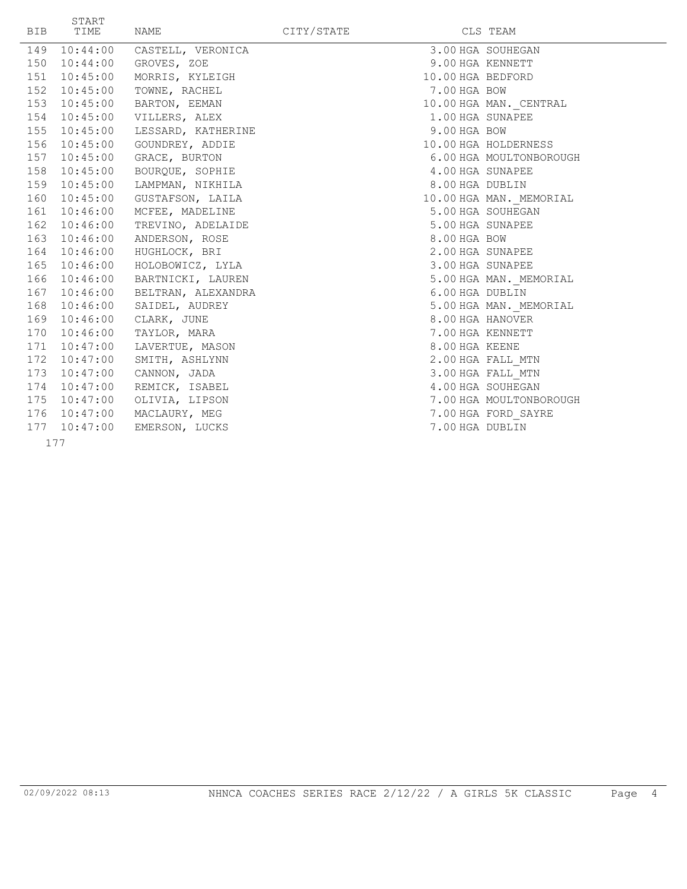| BIB | START TIME | NAME | CITY/STATE | CLS | TEAM |
|---|---|---|---|---|---|
| 149 | 10:44:00 | CASTELL, VERONICA | | 3.00 | HGA SOUHEGAN |
| 150 | 10:44:00 | GROVES, ZOE | | 9.00 | HGA KENNETT |
| 151 | 10:45:00 | MORRIS, KYLEIGH | | 10.00 | HGA BEDFORD |
| 152 | 10:45:00 | TOWNE, RACHEL | | 7.00 | HGA BOW |
| 153 | 10:45:00 | BARTON, EEMAN | | 10.00 | HGA MAN._CENTRAL |
| 154 | 10:45:00 | VILLERS, ALEX | | 1.00 | HGA SUNAPEE |
| 155 | 10:45:00 | LESSARD, KATHERINE | | 9.00 | HGA BOW |
| 156 | 10:45:00 | GOUNDREY, ADDIE | | 10.00 | HGA HOLDERNESS |
| 157 | 10:45:00 | GRACE, BURTON | | 6.00 | HGA MOULTONBOROUGH |
| 158 | 10:45:00 | BOURQUE, SOPHIE | | 4.00 | HGA SUNAPEE |
| 159 | 10:45:00 | LAMPMAN, NIKHILA | | 8.00 | HGA DUBLIN |
| 160 | 10:45:00 | GUSTAFSON, LAILA | | 10.00 | HGA MAN._MEMORIAL |
| 161 | 10:46:00 | MCFEE, MADELINE | | 5.00 | HGA SOUHEGAN |
| 162 | 10:46:00 | TREVINO, ADELAIDE | | 5.00 | HGA SUNAPEE |
| 163 | 10:46:00 | ANDERSON, ROSE | | 8.00 | HGA BOW |
| 164 | 10:46:00 | HUGHLOCK, BRI | | 2.00 | HGA SUNAPEE |
| 165 | 10:46:00 | HOLOBOWICZ, LYLA | | 3.00 | HGA SUNAPEE |
| 166 | 10:46:00 | BARTNICKI, LAUREN | | 5.00 | HGA MAN._MEMORIAL |
| 167 | 10:46:00 | BELTRAN, ALEXANDRA | | 6.00 | HGA DUBLIN |
| 168 | 10:46:00 | SAIDEL, AUDREY | | 5.00 | HGA MAN._MEMORIAL |
| 169 | 10:46:00 | CLARK, JUNE | | 8.00 | HGA HANOVER |
| 170 | 10:46:00 | TAYLOR, MARA | | 7.00 | HGA KENNETT |
| 171 | 10:47:00 | LAVERTUE, MASON | | 8.00 | HGA KEENE |
| 172 | 10:47:00 | SMITH, ASHLYNN | | 2.00 | HGA FALL_MTN |
| 173 | 10:47:00 | CANNON, JADA | | 3.00 | HGA FALL_MTN |
| 174 | 10:47:00 | REMICK, ISABEL | | 4.00 | HGA SOUHEGAN |
| 175 | 10:47:00 | OLIVIA, LIPSON | | 7.00 | HGA MOULTONBOROUGH |
| 176 | 10:47:00 | MACLAURY, MEG | | 7.00 | HGA FORD_SAYRE |
| 177 | 10:47:00 | EMERSON, LUCKS | | 7.00 | HGA DUBLIN |

177

02/09/2022 08:13 NHNCA COACHES SERIES RACE 2/12/22 / A GIRLS 5K CLASSIC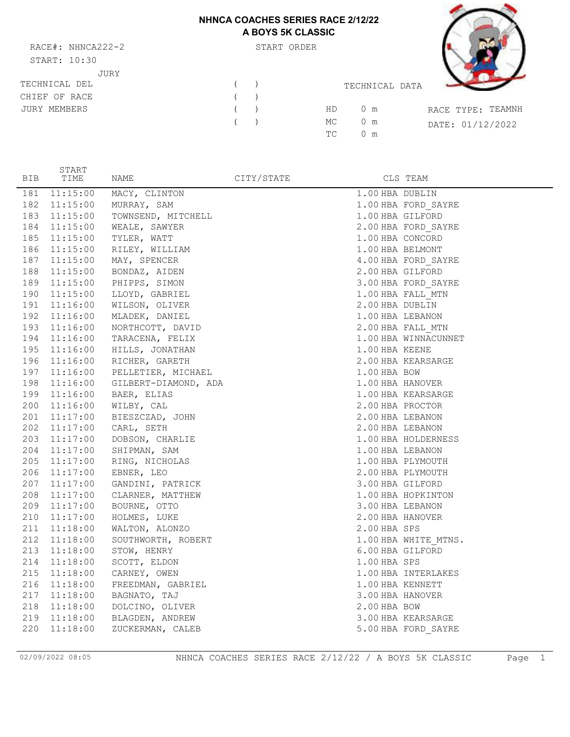# NHNCA COACHES SERIES RACE 2/12/22
## A BOYS 5K CLASSIC

RACE#: NHNCA222-2

START: 10:30

START ORDER

JURY

| | | | |
|---|---|---|---|
| TECHNICAL DEL | ( ) | | |
| CHIEF OF RACE | ( ) | | |
| JURY MEMBERS | ( ) | | |
| | ( ) | | |

TECHNICAL DATA

HD 0 m
MC 0 m
TC 0 m

RACE TYPE: TEAMNH

DATE: 01/12/2022

| BIB | START TIME | NAME | CITY/STATE | CLS | TEAM |
|---|---|---|---|---|---|
| 181 | 11:15:00 | MACY, CLINTON | | 1.00 HBA | DUBLIN |
| 182 | 11:15:00 | MURRAY, SAM | | 1.00 HBA | FORD_SAYRE |
| 183 | 11:15:00 | TOWNSEND, MITCHELL | | 1.00 HBA | GILFORD |
| 184 | 11:15:00 | WEALE, SAWYER | | 2.00 HBA | FORD_SAYRE |
| 185 | 11:15:00 | TYLER, WATT | | 1.00 HBA | CONCORD |
| 186 | 11:15:00 | RILEY, WILLIAM | | 1.00 HBA | BELMONT |
| 187 | 11:15:00 | MAY, SPENCER | | 4.00 HBA | FORD_SAYRE |
| 188 | 11:15:00 | BONDAZ, AIDEN | | 2.00 HBA | GILFORD |
| 189 | 11:15:00 | PHIPPS, SIMON | | 3.00 HBA | FORD_SAYRE |
| 190 | 11:15:00 | LLOYD, GABRIEL | | 1.00 HBA | FALL_MTN |
| 191 | 11:16:00 | WILSON, OLIVER | | 2.00 HBA | DUBLIN |
| 192 | 11:16:00 | MLADEK, DANIEL | | 1.00 HBA | LEBANON |
| 193 | 11:16:00 | NORTHCOTT, DAVID | | 2.00 HBA | FALL_MTN |
| 194 | 11:16:00 | TARACENA, FELIX | | 1.00 HBA | WINNACUNNET |
| 195 | 11:16:00 | HILLS, JONATHAN | | 1.00 HBA | KEENE |
| 196 | 11:16:00 | RICHER, GARETH | | 2.00 HBA | KEARSARGE |
| 197 | 11:16:00 | PELLETIER, MICHAEL | | 1.00 HBA | BOW |
| 198 | 11:16:00 | GILBERT-DIAMOND, ADA | | 1.00 HBA | HANOVER |
| 199 | 11:16:00 | BAER, ELIAS | | 1.00 HBA | KEARSARGE |
| 200 | 11:16:00 | WILBY, CAL | | 2.00 HBA | PROCTOR |
| 201 | 11:17:00 | BIESZCZAD, JOHN | | 2.00 HBA | LEBANON |
| 202 | 11:17:00 | CARL, SETH | | 2.00 HBA | LEBANON |
| 203 | 11:17:00 | DOBSON, CHARLIE | | 1.00 HBA | HOLDERNESS |
| 204 | 11:17:00 | SHIPMAN, SAM | | 1.00 HBA | LEBANON |
| 205 | 11:17:00 | RING, NICHOLAS | | 1.00 HBA | PLYMOUTH |
| 206 | 11:17:00 | EBNER, LEO | | 2.00 HBA | PLYMOUTH |
| 207 | 11:17:00 | GANDINI, PATRICK | | 3.00 HBA | GILFORD |
| 208 | 11:17:00 | CLARNER, MATTHEW | | 1.00 HBA | HOPKINTON |
| 209 | 11:17:00 | BOURNE, OTTO | | 3.00 HBA | LEBANON |
| 210 | 11:17:00 | HOLMES, LUKE | | 2.00 HBA | HANOVER |
| 211 | 11:18:00 | WALTON, ALONZO | | 2.00 HBA | SPS |
| 212 | 11:18:00 | SOUTHWORTH, ROBERT | | 1.00 HBA | WHITE_MTNS. |
| 213 | 11:18:00 | STOW, HENRY | | 6.00 HBA | GILFORD |
| 214 | 11:18:00 | SCOTT, ELDON | | 1.00 HBA | SPS |
| 215 | 11:18:00 | CARNEY, OWEN | | 1.00 HBA | INTERLAKES |
| 216 | 11:18:00 | FREEDMAN, GABRIEL | | 1.00 HBA | KENNETT |
| 217 | 11:18:00 | BAGNATO, TAJ | | 3.00 HBA | HANOVER |
| 218 | 11:18:00 | DOLCINO, OLIVER | | 2.00 HBA | BOW |
| 219 | 11:18:00 | BLAGDEN, ANDREW | | 3.00 HBA | KEARSARGE |
| 220 | 11:18:00 | ZUCKERMAN, CALEB | | 5.00 HBA | FORD_SAYRE |

02/09/2022 08:05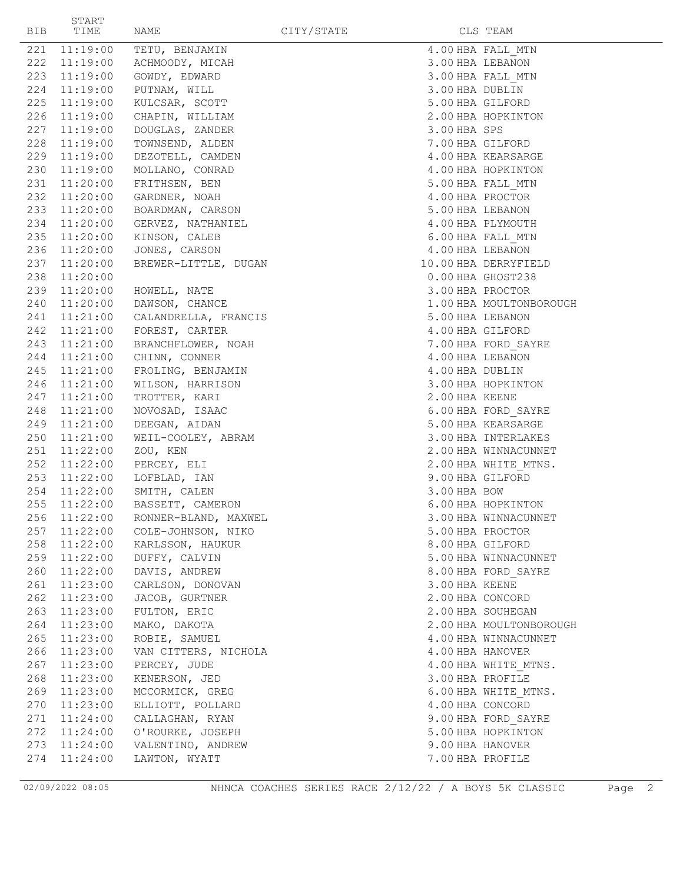| BIB | START TIME | NAME | CITY/STATE | CLS | TEAM |
|---|---|---|---|---|---|
| 221 | 11:19:00 | TETU, BENJAMIN | | 4.00 | HBA FALL_MTN |
| 222 | 11:19:00 | ACHMOODY, MICAH | | 3.00 | HBA LEBANON |
| 223 | 11:19:00 | GOWDY, EDWARD | | 3.00 | HBA FALL_MTN |
| 224 | 11:19:00 | PUTNAM, WILL | | 3.00 | HBA DUBLIN |
| 225 | 11:19:00 | KULCSAR, SCOTT | | 5.00 | HBA GILFORD |
| 226 | 11:19:00 | CHAPIN, WILLIAM | | 2.00 | HBA HOPKINTON |
| 227 | 11:19:00 | DOUGLAS, ZANDER | | 3.00 | HBA SPS |
| 228 | 11:19:00 | TOWNSEND, ALDEN | | 7.00 | HBA GILFORD |
| 229 | 11:19:00 | DEZOTELL, CAMDEN | | 4.00 | HBA KEARSARGE |
| 230 | 11:19:00 | MOLLANO, CONRAD | | 4.00 | HBA HOPKINTON |
| 231 | 11:20:00 | FRITHSEN, BEN | | 5.00 | HBA FALL_MTN |
| 232 | 11:20:00 | GARDNER, NOAH | | 4.00 | HBA PROCTOR |
| 233 | 11:20:00 | BOARDMAN, CARSON | | 5.00 | HBA LEBANON |
| 234 | 11:20:00 | GERVEZ, NATHANIEL | | 4.00 | HBA PLYMOUTH |
| 235 | 11:20:00 | KINSON, CALEB | | 6.00 | HBA FALL_MTN |
| 236 | 11:20:00 | JONES, CARSON | | 4.00 | HBA LEBANON |
| 237 | 11:20:00 | BREWER-LITTLE, DUGAN | | 10.00 | HBA DERRYFIELD |
| 238 | 11:20:00 | | | 0.00 | HBA GHOST238 |
| 239 | 11:20:00 | HOWELL, NATE | | 3.00 | HBA PROCTOR |
| 240 | 11:20:00 | DAWSON, CHANCE | | 1.00 | HBA MOULTONBOROUGH |
| 241 | 11:21:00 | CALANDRELLA, FRANCIS | | 5.00 | HBA LEBANON |
| 242 | 11:21:00 | FOREST, CARTER | | 4.00 | HBA GILFORD |
| 243 | 11:21:00 | BRANCHFLOWER, NOAH | | 7.00 | HBA FORD_SAYRE |
| 244 | 11:21:00 | CHINN, CONNER | | 4.00 | HBA LEBANON |
| 245 | 11:21:00 | FROLING, BENJAMIN | | 4.00 | HBA DUBLIN |
| 246 | 11:21:00 | WILSON, HARRISON | | 3.00 | HBA HOPKINTON |
| 247 | 11:21:00 | TROTTER, KARI | | 2.00 | HBA KEENE |
| 248 | 11:21:00 | NOVOSAD, ISAAC | | 6.00 | HBA FORD_SAYRE |
| 249 | 11:21:00 | DEEGAN, AIDAN | | 5.00 | HBA KEARSARGE |
| 250 | 11:21:00 | WEIL-COOLEY, ABRAM | | 3.00 | HBA INTERLAKES |
| 251 | 11:22:00 | ZOU, KEN | | 2.00 | HBA WINNACUNNET |
| 252 | 11:22:00 | PERCEY, ELI | | 2.00 | HBA WHITE_MTNS. |
| 253 | 11:22:00 | LOFBLAD, IAN | | 9.00 | HBA GILFORD |
| 254 | 11:22:00 | SMITH, CALEN | | 3.00 | HBA BOW |
| 255 | 11:22:00 | BASSETT, CAMERON | | 6.00 | HBA HOPKINTON |
| 256 | 11:22:00 | RONNER-BLAND, MAXWEL | | 3.00 | HBA WINNACUNNET |
| 257 | 11:22:00 | COLE-JOHNSON, NIKO | | 5.00 | HBA PROCTOR |
| 258 | 11:22:00 | KARLSSON, HAUKUR | | 8.00 | HBA GILFORD |
| 259 | 11:22:00 | DUFFY, CALVIN | | 5.00 | HBA WINNACUNNET |
| 260 | 11:22:00 | DAVIS, ANDREW | | 8.00 | HBA FORD_SAYRE |
| 261 | 11:23:00 | CARLSON, DONOVAN | | 3.00 | HBA KEENE |
| 262 | 11:23:00 | JACOB, GURTNER | | 2.00 | HBA CONCORD |
| 263 | 11:23:00 | FULTON, ERIC | | 2.00 | HBA SOUHEGAN |
| 264 | 11:23:00 | MAKO, DAKOTA | | 2.00 | HBA MOULTONBOROUGH |
| 265 | 11:23:00 | ROBIE, SAMUEL | | 4.00 | HBA WINNACUNNET |
| 266 | 11:23:00 | VAN CITTERS, NICHOLA | | 4.00 | HBA HANOVER |
| 267 | 11:23:00 | PERCEY, JUDE | | 4.00 | HBA WHITE_MTNS. |
| 268 | 11:23:00 | KENERSON, JED | | 3.00 | HBA PROFILE |
| 269 | 11:23:00 | MCCORMICK, GREG | | 6.00 | HBA WHITE_MTNS. |
| 270 | 11:23:00 | ELLIOTT, POLLARD | | 4.00 | HBA CONCORD |
| 271 | 11:24:00 | CALLAGHAN, RYAN | | 9.00 | HBA FORD_SAYRE |
| 272 | 11:24:00 | O'ROURKE, JOSEPH | | 5.00 | HBA HOPKINTON |
| 273 | 11:24:00 | VALENTINO, ANDREW | | 9.00 | HBA HANOVER |
| 274 | 11:24:00 | LAWTON, WYATT | | 7.00 | HBA PROFILE |

02/09/2022 08:05 NHNCA COACHES SERIES RACE 2/12/22 / A BOYS 5K CLASSIC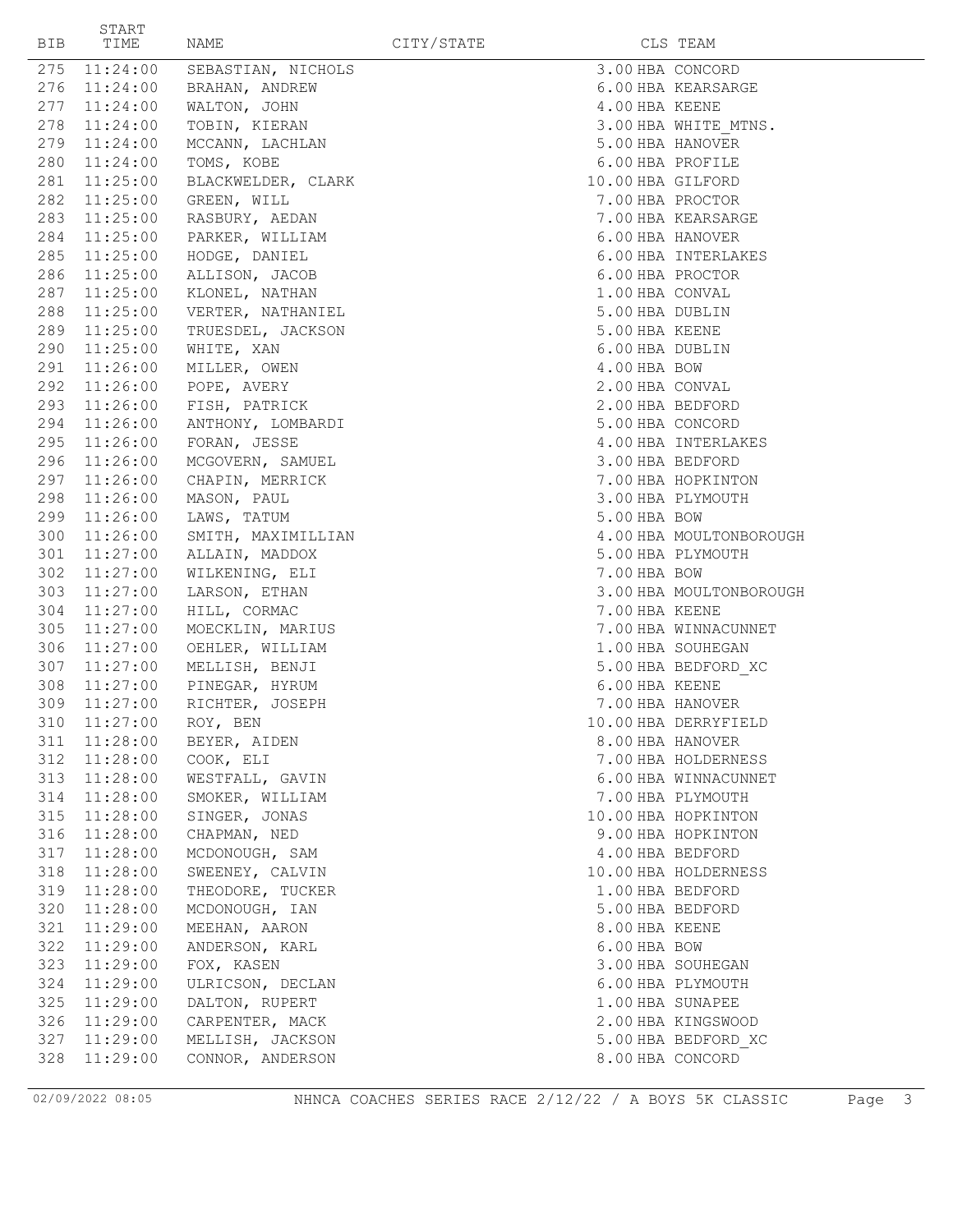| BIB | START TIME | NAME | CITY/STATE | CLS | TEAM |
|---|---|---|---|---|---|
| 275 | 11:24:00 | SEBASTIAN, NICHOLS | | 3.00 | HBA CONCORD |
| 276 | 11:24:00 | BRAHAN, ANDREW | | 6.00 | HBA KEARSARGE |
| 277 | 11:24:00 | WALTON, JOHN | | 4.00 | HBA KEENE |
| 278 | 11:24:00 | TOBIN, KIERAN | | 3.00 | HBA WHITE_MTNS. |
| 279 | 11:24:00 | MCCANN, LACHLAN | | 5.00 | HBA HANOVER |
| 280 | 11:24:00 | TOMS, KOBE | | 6.00 | HBA PROFILE |
| 281 | 11:25:00 | BLACKWELDER, CLARK | | 10.00 | HBA GILFORD |
| 282 | 11:25:00 | GREEN, WILL | | 7.00 | HBA PROCTOR |
| 283 | 11:25:00 | RASBURY, AEDAN | | 7.00 | HBA KEARSARGE |
| 284 | 11:25:00 | PARKER, WILLIAM | | 6.00 | HBA HANOVER |
| 285 | 11:25:00 | HODGE, DANIEL | | 6.00 | HBA INTERLAKES |
| 286 | 11:25:00 | ALLISON, JACOB | | 6.00 | HBA PROCTOR |
| 287 | 11:25:00 | KLONEL, NATHAN | | 1.00 | HBA CONVAL |
| 288 | 11:25:00 | VERTER, NATHANIEL | | 5.00 | HBA DUBLIN |
| 289 | 11:25:00 | TRUESDEL, JACKSON | | 5.00 | HBA KEENE |
| 290 | 11:25:00 | WHITE, XAN | | 6.00 | HBA DUBLIN |
| 291 | 11:26:00 | MILLER, OWEN | | 4.00 | HBA BOW |
| 292 | 11:26:00 | POPE, AVERY | | 2.00 | HBA CONVAL |
| 293 | 11:26:00 | FISH, PATRICK | | 2.00 | HBA BEDFORD |
| 294 | 11:26:00 | ANTHONY, LOMBARDI | | 5.00 | HBA CONCORD |
| 295 | 11:26:00 | FORAN, JESSE | | 4.00 | HBA INTERLAKES |
| 296 | 11:26:00 | MCGOVERN, SAMUEL | | 3.00 | HBA BEDFORD |
| 297 | 11:26:00 | CHAPIN, MERRICK | | 7.00 | HBA HOPKINTON |
| 298 | 11:26:00 | MASON, PAUL | | 3.00 | HBA PLYMOUTH |
| 299 | 11:26:00 | LAWS, TATUM | | 5.00 | HBA BOW |
| 300 | 11:26:00 | SMITH, MAXIMILLIAN | | 4.00 | HBA MOULTONBOROUGH |
| 301 | 11:27:00 | ALLAIN, MADDOX | | 5.00 | HBA PLYMOUTH |
| 302 | 11:27:00 | WILKENING, ELI | | 7.00 | HBA BOW |
| 303 | 11:27:00 | LARSON, ETHAN | | 3.00 | HBA MOULTONBOROUGH |
| 304 | 11:27:00 | HILL, CORMAC | | 7.00 | HBA KEENE |
| 305 | 11:27:00 | MOECKLIN, MARIUS | | 7.00 | HBA WINNACUNNET |
| 306 | 11:27:00 | OEHLER, WILLIAM | | 1.00 | HBA SOUHEGAN |
| 307 | 11:27:00 | MELLISH, BENJI | | 5.00 | HBA BEDFORD_XC |
| 308 | 11:27:00 | PINEGAR, HYRUM | | 6.00 | HBA KEENE |
| 309 | 11:27:00 | RICHTER, JOSEPH | | 7.00 | HBA HANOVER |
| 310 | 11:27:00 | ROY, BEN | | 10.00 | HBA DERRYFIELD |
| 311 | 11:28:00 | BEYER, AIDEN | | 8.00 | HBA HANOVER |
| 312 | 11:28:00 | COOK, ELI | | 7.00 | HBA HOLDERNESS |
| 313 | 11:28:00 | WESTFALL, GAVIN | | 6.00 | HBA WINNACUNNET |
| 314 | 11:28:00 | SMOKER, WILLIAM | | 7.00 | HBA PLYMOUTH |
| 315 | 11:28:00 | SINGER, JONAS | | 10.00 | HBA HOPKINTON |
| 316 | 11:28:00 | CHAPMAN, NED | | 9.00 | HBA HOPKINTON |
| 317 | 11:28:00 | MCDONOUGH, SAM | | 4.00 | HBA BEDFORD |
| 318 | 11:28:00 | SWEENEY, CALVIN | | 10.00 | HBA HOLDERNESS |
| 319 | 11:28:00 | THEODORE, TUCKER | | 1.00 | HBA BEDFORD |
| 320 | 11:28:00 | MCDONOUGH, IAN | | 5.00 | HBA BEDFORD |
| 321 | 11:29:00 | MEEHAN, AARON | | 8.00 | HBA KEENE |
| 322 | 11:29:00 | ANDERSON, KARL | | 6.00 | HBA BOW |
| 323 | 11:29:00 | FOX, KASEN | | 3.00 | HBA SOUHEGAN |
| 324 | 11:29:00 | ULRICSON, DECLAN | | 6.00 | HBA PLYMOUTH |
| 325 | 11:29:00 | DALTON, RUPERT | | 1.00 | HBA SUNAPEE |
| 326 | 11:29:00 | CARPENTER, MACK | | 2.00 | HBA KINGSWOOD |
| 327 | 11:29:00 | MELLISH, JACKSON | | 5.00 | HBA BEDFORD_XC |
| 328 | 11:29:00 | CONNOR, ANDERSON | | 8.00 | HBA CONCORD |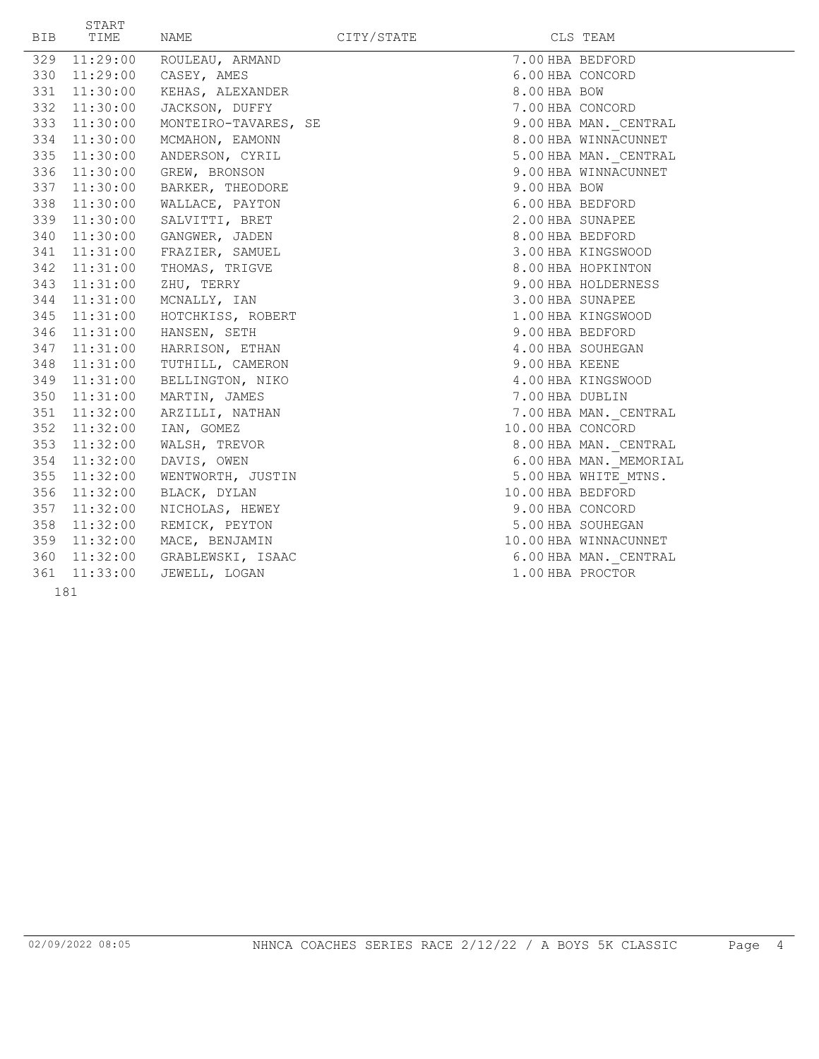| BIB | START TIME | NAME | CITY/STATE | CLS | TEAM |
|---|---|---|---|---|---|
| 329 | 11:29:00 | ROULEAU, ARMAND | | 7.00 | HBA BEDFORD |
| 330 | 11:29:00 | CASEY, AMES | | 6.00 | HBA CONCORD |
| 331 | 11:30:00 | KEHAS, ALEXANDER | | 8.00 | HBA BOW |
| 332 | 11:30:00 | JACKSON, DUFFY | | 7.00 | HBA CONCORD |
| 333 | 11:30:00 | MONTEIRO-TAVARES, SE | | 9.00 | HBA MAN._CENTRAL |
| 334 | 11:30:00 | MCMAHON, EAMONN | | 8.00 | HBA WINNACUNNET |
| 335 | 11:30:00 | ANDERSON, CYRIL | | 5.00 | HBA MAN._CENTRAL |
| 336 | 11:30:00 | GREW, BRONSON | | 9.00 | HBA WINNACUNNET |
| 337 | 11:30:00 | BARKER, THEODORE | | 9.00 | HBA BOW |
| 338 | 11:30:00 | WALLACE, PAYTON | | 6.00 | HBA BEDFORD |
| 339 | 11:30:00 | SALVITTI, BRET | | 2.00 | HBA SUNAPEE |
| 340 | 11:30:00 | GANGWER, JADEN | | 8.00 | HBA BEDFORD |
| 341 | 11:31:00 | FRAZIER, SAMUEL | | 3.00 | HBA KINGSWOOD |
| 342 | 11:31:00 | THOMAS, TRIGVE | | 8.00 | HBA HOPKINTON |
| 343 | 11:31:00 | ZHU, TERRY | | 9.00 | HBA HOLDERNESS |
| 344 | 11:31:00 | MCNALLY, IAN | | 3.00 | HBA SUNAPEE |
| 345 | 11:31:00 | HOTCHKISS, ROBERT | | 1.00 | HBA KINGSWOOD |
| 346 | 11:31:00 | HANSEN, SETH | | 9.00 | HBA BEDFORD |
| 347 | 11:31:00 | HARRISON, ETHAN | | 4.00 | HBA SOUHEGAN |
| 348 | 11:31:00 | TUTHILL, CAMERON | | 9.00 | HBA KEENE |
| 349 | 11:31:00 | BELLINGTON, NIKO | | 4.00 | HBA KINGSWOOD |
| 350 | 11:31:00 | MARTIN, JAMES | | 7.00 | HBA DUBLIN |
| 351 | 11:32:00 | ARZILLI, NATHAN | | 7.00 | HBA MAN._CENTRAL |
| 352 | 11:32:00 | IAN, GOMEZ | | 10.00 | HBA CONCORD |
| 353 | 11:32:00 | WALSH, TREVOR | | 8.00 | HBA MAN._CENTRAL |
| 354 | 11:32:00 | DAVIS, OWEN | | 6.00 | HBA MAN._MEMORIAL |
| 355 | 11:32:00 | WENTWORTH, JUSTIN | | 5.00 | HBA WHITE_MTNS. |
| 356 | 11:32:00 | BLACK, DYLAN | | 10.00 | HBA BEDFORD |
| 357 | 11:32:00 | NICHOLAS, HEWEY | | 9.00 | HBA CONCORD |
| 358 | 11:32:00 | REMICK, PEYTON | | 5.00 | HBA SOUHEGAN |
| 359 | 11:32:00 | MACE, BENJAMIN | | 10.00 | HBA WINNACUNNET |
| 360 | 11:32:00 | GRABLEWSKI, ISAAC | | 6.00 | HBA MAN._CENTRAL |
| 361 | 11:33:00 | JEWELL, LOGAN | | 1.00 | HBA PROCTOR |

181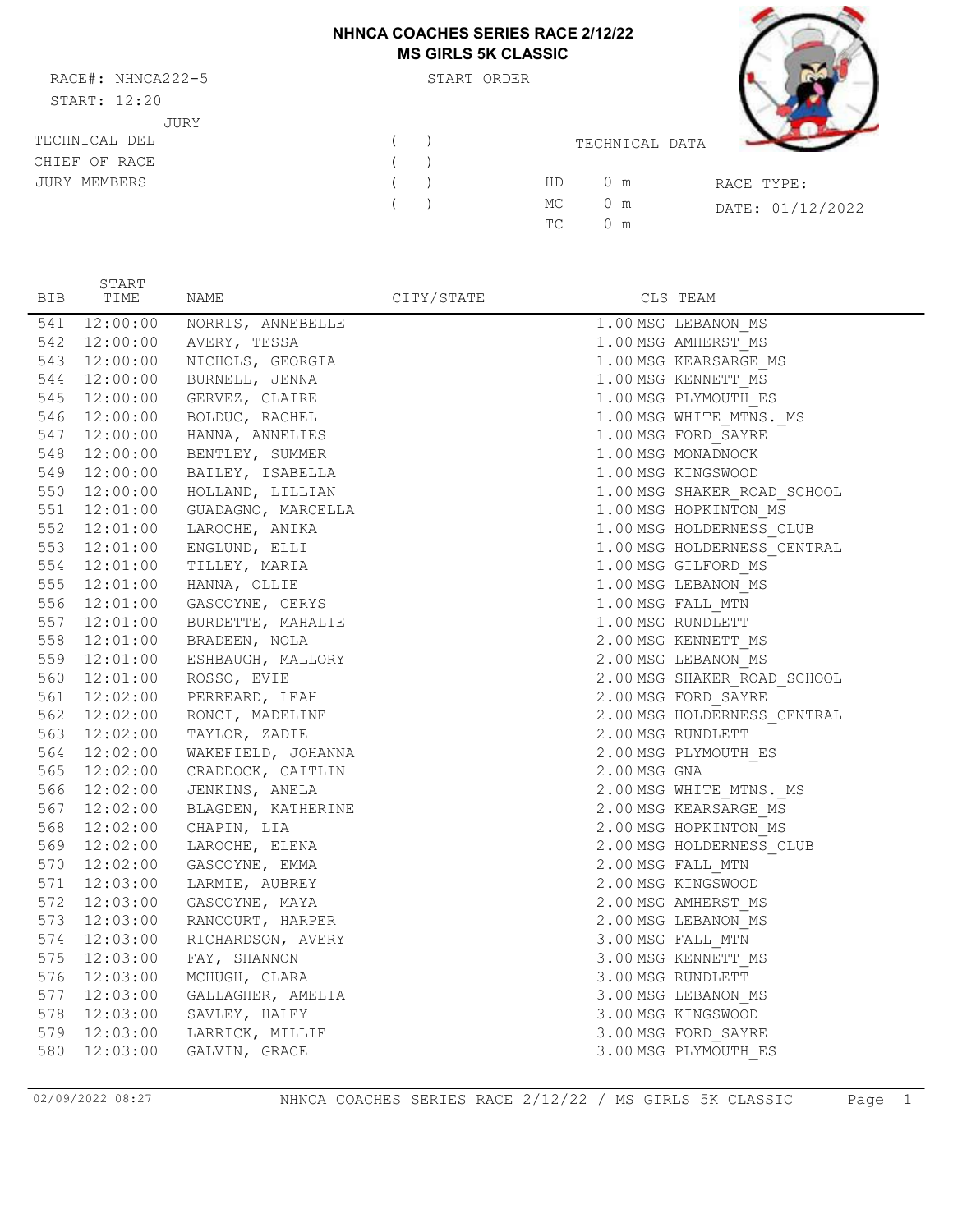# NHNCA COACHES SERIES RACE 2/12/22
## MS GIRLS 5K CLASSIC

RACE#: NHNCA222-5

START: 12:20

START ORDER

JURY

TECHNICAL DEL ( )

CHIEF OF RACE ( )

JURY MEMBERS ( )

( )

TECHNICAL DATA

HD 0 m

MC 0 m

TC 0 m

RACE TYPE:

DATE: 01/12/2022

| BIB | START TIME | NAME | CITY/STATE | CLS | TEAM |
|---|---|---|---|---|---|
| 541 | 12:00:00 | NORRIS, ANNEBELLE | | 1.00 MSG | LEBANON_MS |
| 542 | 12:00:00 | AVERY, TESSA | | 1.00 MSG | AMHERST_MS |
| 543 | 12:00:00 | NICHOLS, GEORGIA | | 1.00 MSG | KEARSARGE_MS |
| 544 | 12:00:00 | BURNELL, JENNA | | 1.00 MSG | KENNETT_MS |
| 545 | 12:00:00 | GERVEZ, CLAIRE | | 1.00 MSG | PLYMOUTH_ES |
| 546 | 12:00:00 | BOLDUC, RACHEL | | 1.00 MSG | WHITE_MTNS._MS |
| 547 | 12:00:00 | HANNA, ANNELIES | | 1.00 MSG | FORD_SAYRE |
| 548 | 12:00:00 | BENTLEY, SUMMER | | 1.00 MSG | MONADNOCK |
| 549 | 12:00:00 | BAILEY, ISABELLA | | 1.00 MSG | KINGSWOOD |
| 550 | 12:00:00 | HOLLAND, LILLIAN | | 1.00 MSG | SHAKER_ROAD_SCHOOL |
| 551 | 12:01:00 | GUADAGNO, MARCELLA | | 1.00 MSG | HOPKINTON_MS |
| 552 | 12:01:00 | LAROCHE, ANIKA | | 1.00 MSG | HOLDERNESS_CLUB |
| 553 | 12:01:00 | ENGLUND, ELLI | | 1.00 MSG | HOLDERNESS_CENTRAL |
| 554 | 12:01:00 | TILLEY, MARIA | | 1.00 MSG | GILFORD_MS |
| 555 | 12:01:00 | HANNA, OLLIE | | 1.00 MSG | LEBANON_MS |
| 556 | 12:01:00 | GASCOYNE, CERYS | | 1.00 MSG | FALL_MTN |
| 557 | 12:01:00 | BURDETTE, MAHALIE | | 1.00 MSG | RUNDLETT |
| 558 | 12:01:00 | BRADEEN, NOLA | | 2.00 MSG | KENNETT_MS |
| 559 | 12:01:00 | ESHBAUGH, MALLORY | | 2.00 MSG | LEBANON_MS |
| 560 | 12:01:00 | ROSSO, EVIE | | 2.00 MSG | SHAKER_ROAD_SCHOOL |
| 561 | 12:02:00 | PERREARD, LEAH | | 2.00 MSG | FORD_SAYRE |
| 562 | 12:02:00 | RONCI, MADELINE | | 2.00 MSG | HOLDERNESS_CENTRAL |
| 563 | 12:02:00 | TAYLOR, ZADIE | | 2.00 MSG | RUNDLETT |
| 564 | 12:02:00 | WAKEFIELD, JOHANNA | | 2.00 MSG | PLYMOUTH_ES |
| 565 | 12:02:00 | CRADDOCK, CAITLIN | | 2.00 MSG | GNA |
| 566 | 12:02:00 | JENKINS, ANELA | | 2.00 MSG | WHITE_MTNS._MS |
| 567 | 12:02:00 | BLAGDEN, KATHERINE | | 2.00 MSG | KEARSARGE_MS |
| 568 | 12:02:00 | CHAPIN, LIA | | 2.00 MSG | HOPKINTON_MS |
| 569 | 12:02:00 | LAROCHE, ELENA | | 2.00 MSG | HOLDERNESS_CLUB |
| 570 | 12:02:00 | GASCOYNE, EMMA | | 2.00 MSG | FALL_MTN |
| 571 | 12:03:00 | LARMIE, AUBREY | | 2.00 MSG | KINGSWOOD |
| 572 | 12:03:00 | GASCOYNE, MAYA | | 2.00 MSG | AMHERST_MS |
| 573 | 12:03:00 | RANCOURT, HARPER | | 2.00 MSG | LEBANON_MS |
| 574 | 12:03:00 | RICHARDSON, AVERY | | 3.00 MSG | FALL_MTN |
| 575 | 12:03:00 | FAY, SHANNON | | 3.00 MSG | KENNETT_MS |
| 576 | 12:03:00 | MCHUGH, CLARA | | 3.00 MSG | RUNDLETT |
| 577 | 12:03:00 | GALLAGHER, AMELIA | | 3.00 MSG | LEBANON_MS |
| 578 | 12:03:00 | SAVLEY, HALEY | | 3.00 MSG | KINGSWOOD |
| 579 | 12:03:00 | LARRICK, MILLIE | | 3.00 MSG | FORD_SAYRE |
| 580 | 12:03:00 | GALVIN, GRACE | | 3.00 MSG | PLYMOUTH_ES |

02/09/2022 08:27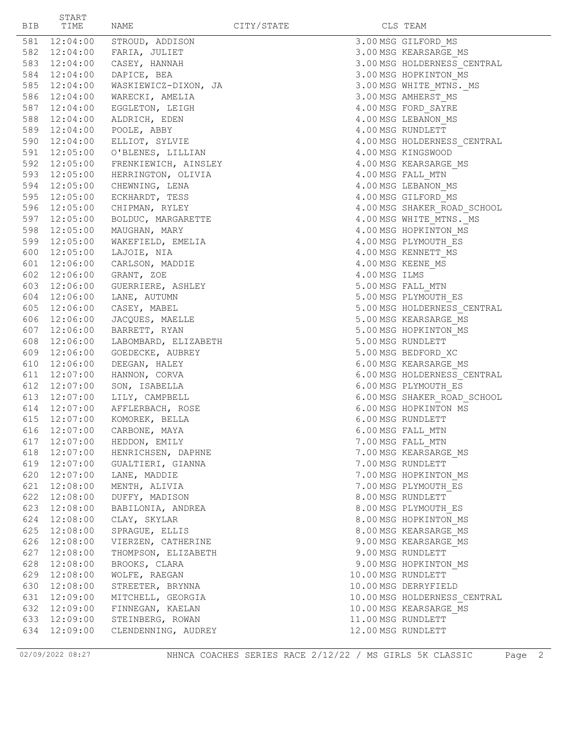| BIB | START TIME | NAME | CITY/STATE | CLS | TEAM |
|---|---|---|---|---|---|
| 581 | 12:04:00 | STROUD, ADDISON | | 3.00 MSG | GILFORD_MS |
| 582 | 12:04:00 | FARIA, JULIET | | 3.00 MSG | KEARSARGE_MS |
| 583 | 12:04:00 | CASEY, HANNAH | | 3.00 MSG | HOLDERNESS_CENTRAL |
| 584 | 12:04:00 | DAPICE, BEA | | 3.00 MSG | HOPKINTON_MS |
| 585 | 12:04:00 | WASKIEWICZ-DIXON, JA | | 3.00 MSG | WHITE_MTNS._MS |
| 586 | 12:04:00 | WARECKI, AMELIA | | 3.00 MSG | AMHERST_MS |
| 587 | 12:04:00 | EGGLETON, LEIGH | | 4.00 MSG | FORD_SAYRE |
| 588 | 12:04:00 | ALDRICH, EDEN | | 4.00 MSG | LEBANON_MS |
| 589 | 12:04:00 | POOLE, ABBY | | 4.00 MSG | RUNDLETT |
| 590 | 12:04:00 | ELLIOT, SYLVIE | | 4.00 MSG | HOLDERNESS_CENTRAL |
| 591 | 12:05:00 | O'BLENES, LILLIAN | | 4.00 MSG | KINGSWOOD |
| 592 | 12:05:00 | FRENKIEWICH, AINSLEY | | 4.00 MSG | KEARSARGE_MS |
| 593 | 12:05:00 | HERRINGTON, OLIVIA | | 4.00 MSG | FALL_MTN |
| 594 | 12:05:00 | CHEWNING, LENA | | 4.00 MSG | LEBANON_MS |
| 595 | 12:05:00 | ECKHARDT, TESS | | 4.00 MSG | GILFORD_MS |
| 596 | 12:05:00 | CHIPMAN, RYLEY | | 4.00 MSG | SHAKER_ROAD_SCHOOL |
| 597 | 12:05:00 | BOLDUC, MARGARETTE | | 4.00 MSG | WHITE_MTNS._MS |
| 598 | 12:05:00 | MAUGHAN, MARY | | 4.00 MSG | HOPKINTON_MS |
| 599 | 12:05:00 | WAKEFIELD, EMELIA | | 4.00 MSG | PLYMOUTH_ES |
| 600 | 12:05:00 | LAJOIE, NIA | | 4.00 MSG | KENNETT_MS |
| 601 | 12:06:00 | CARLSON, MADDIE | | 4.00 MSG | KEENE_MS |
| 602 | 12:06:00 | GRANT, ZOE | | 4.00 MSG | ILMS |
| 603 | 12:06:00 | GUERRIERE, ASHLEY | | 5.00 MSG | FALL_MTN |
| 604 | 12:06:00 | LANE, AUTUMN | | 5.00 MSG | PLYMOUTH_ES |
| 605 | 12:06:00 | CASEY, MABEL | | 5.00 MSG | HOLDERNESS_CENTRAL |
| 606 | 12:06:00 | JACQUES, MAELLE | | 5.00 MSG | KEARSARGE_MS |
| 607 | 12:06:00 | BARRETT, RYAN | | 5.00 MSG | HOPKINTON_MS |
| 608 | 12:06:00 | LABOMBARD, ELIZABETH | | 5.00 MSG | RUNDLETT |
| 609 | 12:06:00 | GOEDECKE, AUBREY | | 5.00 MSG | BEDFORD_XC |
| 610 | 12:06:00 | DEEGAN, HALEY | | 6.00 MSG | KEARSARGE_MS |
| 611 | 12:07:00 | HANNON, CORVA | | 6.00 MSG | HOLDERNESS_CENTRAL |
| 612 | 12:07:00 | SON, ISABELLA | | 6.00 MSG | PLYMOUTH_ES |
| 613 | 12:07:00 | LILY, CAMPBELL | | 6.00 MSG | SHAKER_ROAD_SCHOOL |
| 614 | 12:07:00 | AFFLERBACH, ROSE | | 6.00 MSG | HOPKINTON MS |
| 615 | 12:07:00 | KOMOREK, BELLA | | 6.00 MSG | RUNDLETT |
| 616 | 12:07:00 | CARBONE, MAYA | | 6.00 MSG | FALL_MTN |
| 617 | 12:07:00 | HEDDON, EMILY | | 7.00 MSG | FALL_MTN |
| 618 | 12:07:00 | HENRICHSEN, DAPHNE | | 7.00 MSG | KEARSARGE_MS |
| 619 | 12:07:00 | GUALTIERI, GIANNA | | 7.00 MSG | RUNDLETT |
| 620 | 12:07:00 | LANE, MADDIE | | 7.00 MSG | HOPKINTON_MS |
| 621 | 12:08:00 | MENTH, ALIVIA | | 7.00 MSG | PLYMOUTH_ES |
| 622 | 12:08:00 | DUFFY, MADISON | | 8.00 MSG | RUNDLETT |
| 623 | 12:08:00 | BABILONIA, ANDREA | | 8.00 MSG | PLYMOUTH_ES |
| 624 | 12:08:00 | CLAY, SKYLAR | | 8.00 MSG | HOPKINTON_MS |
| 625 | 12:08:00 | SPRAGUE, ELLIS | | 8.00 MSG | KEARSARGE_MS |
| 626 | 12:08:00 | VIERZEN, CATHERINE | | 9.00 MSG | KEARSARGE_MS |
| 627 | 12:08:00 | THOMPSON, ELIZABETH | | 9.00 MSG | RUNDLETT |
| 628 | 12:08:00 | BROOKS, CLARA | | 9.00 MSG | HOPKINTON_MS |
| 629 | 12:08:00 | WOLFE, RAEGAN | | 10.00 MSG | RUNDLETT |
| 630 | 12:08:00 | STREETER, BRYNNA | | 10.00 MSG | DERRYFIELD |
| 631 | 12:09:00 | MITCHELL, GEORGIA | | 10.00 MSG | HOLDERNESS_CENTRAL |
| 632 | 12:09:00 | FINNEGAN, KAELAN | | 10.00 MSG | KEARSARGE_MS |
| 633 | 12:09:00 | STEINBERG, ROWAN | | 11.00 MSG | RUNDLETT |
| 634 | 12:09:00 | CLENDENNING, AUDREY | | 12.00 MSG | RUNDLETT |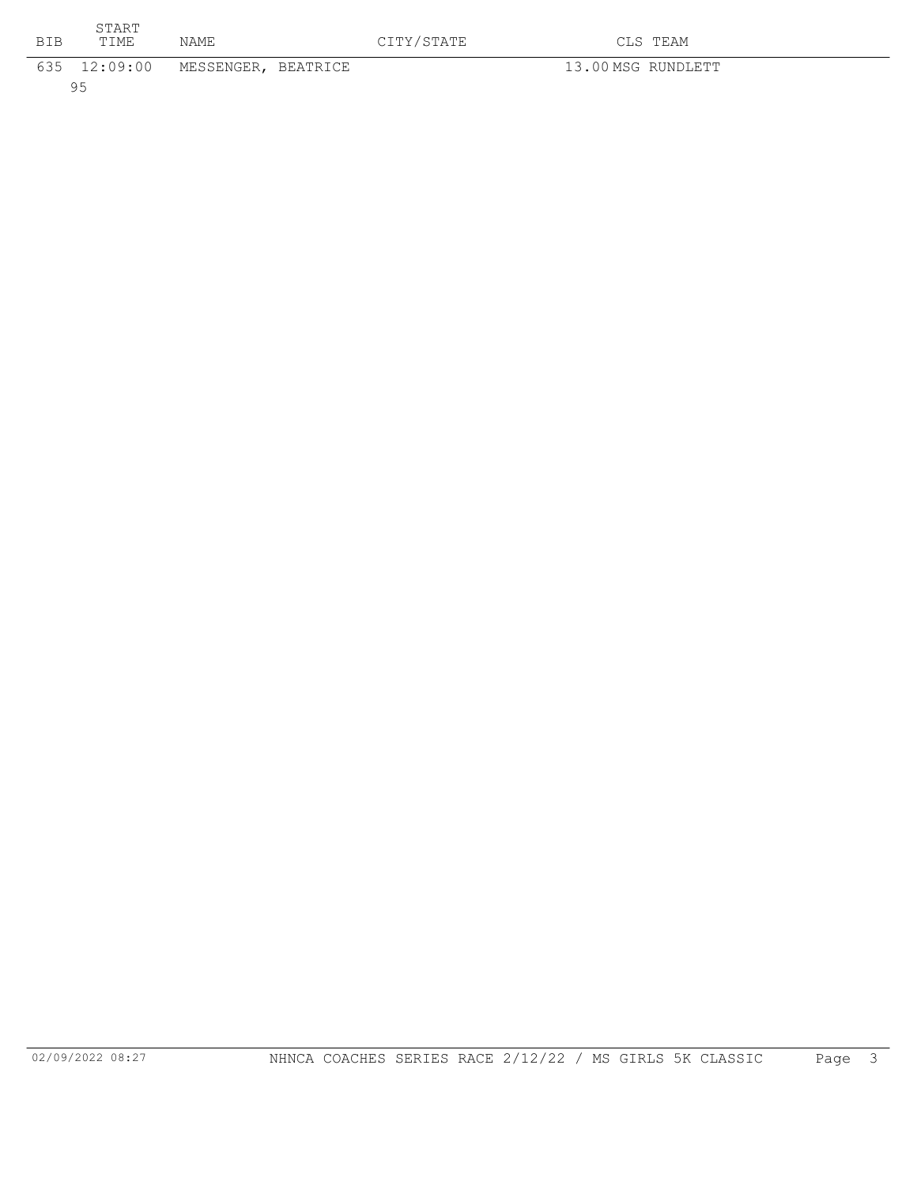| BIB | START TIME | NAME | CITY/STATE | CLS | TEAM |
|---|---|---|---|---|---|
| 635 | 12:09:00 | MESSENGER, BEATRICE | | 13.00 | MSG RUNDLETT |
| 95 | | | | | |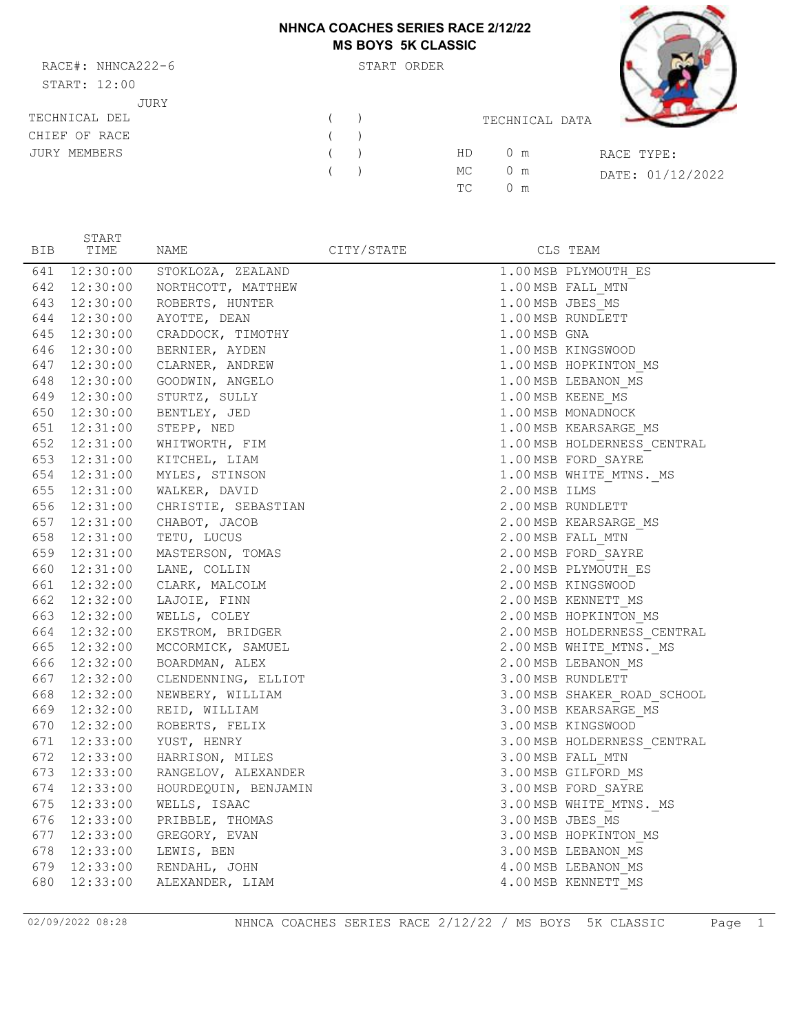# NHNCA COACHES SERIES RACE 2/12/22
## MS BOYS 5K CLASSIC

RACE#: NHNCA222-6 START ORDER

START: 12:00

JURY

TECHNICAL DEL ( )

CHIEF OF RACE ( )

JURY MEMBERS ( )

( )

TECHNICAL DATA

HD 0 m

MC 0 m

TC 0 m

RACE TYPE:

DATE: 01/12/2022

| BIB | START TIME | NAME | CITY/STATE | CLS | TEAM |
|---|---|---|---|---|---|
| 641 | 12:30:00 | STOKLOZA, ZEALAND | | 1.00 MSB | PLYMOUTH_ES |
| 642 | 12:30:00 | NORTHCOTT, MATTHEW | | 1.00 MSB | FALL_MTN |
| 643 | 12:30:00 | ROBERTS, HUNTER | | 1.00 MSB | JBES_MS |
| 644 | 12:30:00 | AYOTTE, DEAN | | 1.00 MSB | RUNDLETT |
| 645 | 12:30:00 | CRADDOCK, TIMOTHY | | 1.00 MSB | GNA |
| 646 | 12:30:00 | BERNIER, AYDEN | | 1.00 MSB | KINGSWOOD |
| 647 | 12:30:00 | CLARNER, ANDREW | | 1.00 MSB | HOPKINTON_MS |
| 648 | 12:30:00 | GOODWIN, ANGELO | | 1.00 MSB | LEBANON_MS |
| 649 | 12:30:00 | STURTZ, SULLY | | 1.00 MSB | KEENE_MS |
| 650 | 12:30:00 | BENTLEY, JED | | 1.00 MSB | MONADNOCK |
| 651 | 12:31:00 | STEPP, NED | | 1.00 MSB | KEARSARGE_MS |
| 652 | 12:31:00 | WHITWORTH, FIM | | 1.00 MSB | HOLDERNESS_CENTRAL |
| 653 | 12:31:00 | KITCHEL, LIAM | | 1.00 MSB | FORD_SAYRE |
| 654 | 12:31:00 | MYLES, STINSON | | 1.00 MSB | WHITE_MTNS._MS |
| 655 | 12:31:00 | WALKER, DAVID | | 2.00 MSB | ILMS |
| 656 | 12:31:00 | CHRISTIE, SEBASTIAN | | 2.00 MSB | RUNDLETT |
| 657 | 12:31:00 | CHABOT, JACOB | | 2.00 MSB | KEARSARGE_MS |
| 658 | 12:31:00 | TETU, LUCUS | | 2.00 MSB | FALL_MTN |
| 659 | 12:31:00 | MASTERSON, TOMAS | | 2.00 MSB | FORD_SAYRE |
| 660 | 12:31:00 | LANE, COLLIN | | 2.00 MSB | PLYMOUTH_ES |
| 661 | 12:32:00 | CLARK, MALCOLM | | 2.00 MSB | KINGSWOOD |
| 662 | 12:32:00 | LAJOIE, FINN | | 2.00 MSB | KENNETT_MS |
| 663 | 12:32:00 | WELLS, COLEY | | 2.00 MSB | HOPKINTON_MS |
| 664 | 12:32:00 | EKSTROM, BRIDGER | | 2.00 MSB | HOLDERNESS_CENTRAL |
| 665 | 12:32:00 | MCCORMICK, SAMUEL | | 2.00 MSB | WHITE_MTNS._MS |
| 666 | 12:32:00 | BOARDMAN, ALEX | | 2.00 MSB | LEBANON_MS |
| 667 | 12:32:00 | CLENDENNING, ELLIOT | | 3.00 MSB | RUNDLETT |
| 668 | 12:32:00 | NEWBERY, WILLIAM | | 3.00 MSB | SHAKER_ROAD_SCHOOL |
| 669 | 12:32:00 | REID, WILLIAM | | 3.00 MSB | KEARSARGE_MS |
| 670 | 12:32:00 | ROBERTS, FELIX | | 3.00 MSB | KINGSWOOD |
| 671 | 12:33:00 | YUST, HENRY | | 3.00 MSB | HOLDERNESS_CENTRAL |
| 672 | 12:33:00 | HARRISON, MILES | | 3.00 MSB | FALL_MTN |
| 673 | 12:33:00 | RANGELOV, ALEXANDER | | 3.00 MSB | GILFORD_MS |
| 674 | 12:33:00 | HOURDEQUIN, BENJAMIN | | 3.00 MSB | FORD_SAYRE |
| 675 | 12:33:00 | WELLS, ISAAC | | 3.00 MSB | WHITE_MTNS._MS |
| 676 | 12:33:00 | PRIBBLE, THOMAS | | 3.00 MSB | JBES_MS |
| 677 | 12:33:00 | GREGORY, EVAN | | 3.00 MSB | HOPKINTON_MS |
| 678 | 12:33:00 | LEWIS, BEN | | 3.00 MSB | LEBANON_MS |
| 679 | 12:33:00 | RENDAHL, JOHN | | 4.00 MSB | LEBANON_MS |
| 680 | 12:33:00 | ALEXANDER, LIAM | | 4.00 MSB | KENNETT_MS |

02/09/2022 08:28 NHNCA COACHES SERIES RACE 2/12/22 / MS BOYS 5K CLASSIC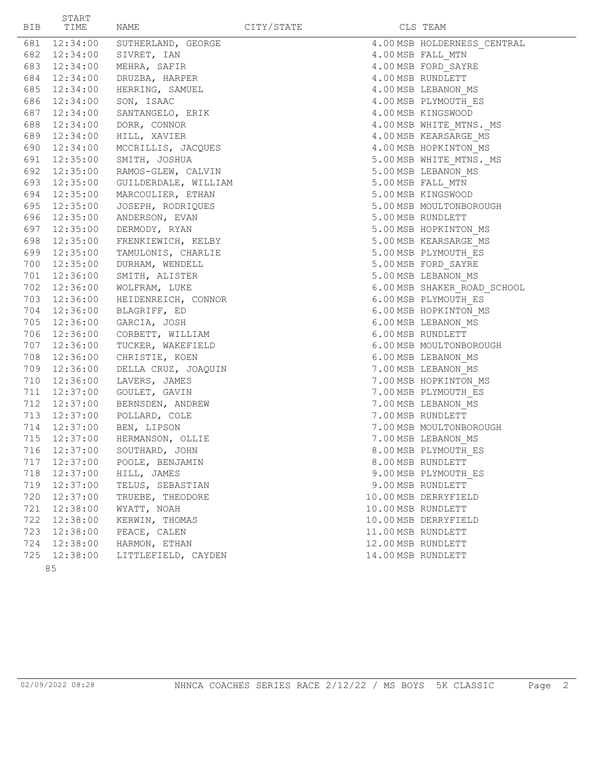| BIB | START TIME | NAME | CITY/STATE | CLS | TEAM |
|---|---|---|---|---|---|
| 681 | 12:34:00 | SUTHERLAND, GEORGE | | 4.00 MSB | HOLDERNESS_CENTRAL |
| 682 | 12:34:00 | SIVRET, IAN | | 4.00 MSB | FALL_MTN |
| 683 | 12:34:00 | MEHRA, SAFIR | | 4.00 MSB | FORD_SAYRE |
| 684 | 12:34:00 | DRUZBA, HARPER | | 4.00 MSB | RUNDLETT |
| 685 | 12:34:00 | HERRING, SAMUEL | | 4.00 MSB | LEBANON_MS |
| 686 | 12:34:00 | SON, ISAAC | | 4.00 MSB | PLYMOUTH_ES |
| 687 | 12:34:00 | SANTANGELO, ERIK | | 4.00 MSB | KINGSWOOD |
| 688 | 12:34:00 | DORR, CONNOR | | 4.00 MSB | WHITE_MTNS._MS |
| 689 | 12:34:00 | HILL, XAVIER | | 4.00 MSB | KEARSARGE_MS |
| 690 | 12:34:00 | MCCRILLIS, JACQUES | | 4.00 MSB | HOPKINTON_MS |
| 691 | 12:35:00 | SMITH, JOSHUA | | 5.00 MSB | WHITE_MTNS._MS |
| 692 | 12:35:00 | RAMOS-GLEW, CALVIN | | 5.00 MSB | LEBANON_MS |
| 693 | 12:35:00 | GUILDERDALE, WILLIAM | | 5.00 MSB | FALL_MTN |
| 694 | 12:35:00 | MARCOULIER, ETHAN | | 5.00 MSB | KINGSWOOD |
| 695 | 12:35:00 | JOSEPH, RODRIQUES | | 5.00 MSB | MOULTONBOROUGH |
| 696 | 12:35:00 | ANDERSON, EVAN | | 5.00 MSB | RUNDLETT |
| 697 | 12:35:00 | DERMODY, RYAN | | 5.00 MSB | HOPKINTON_MS |
| 698 | 12:35:00 | FRENKIEWICH, KELBY | | 5.00 MSB | KEARSARGE_MS |
| 699 | 12:35:00 | TAMULONIS, CHARLIE | | 5.00 MSB | PLYMOUTH_ES |
| 700 | 12:35:00 | DURHAM, WENDELL | | 5.00 MSB | FORD_SAYRE |
| 701 | 12:36:00 | SMITH, ALISTER | | 5.00 MSB | LEBANON_MS |
| 702 | 12:36:00 | WOLFRAM, LUKE | | 6.00 MSB | SHAKER_ROAD_SCHOOL |
| 703 | 12:36:00 | HEIDENREICH, CONNOR | | 6.00 MSB | PLYMOUTH_ES |
| 704 | 12:36:00 | BLAGRIFF, ED | | 6.00 MSB | HOPKINTON_MS |
| 705 | 12:36:00 | GARCIA, JOSH | | 6.00 MSB | LEBANON_MS |
| 706 | 12:36:00 | CORBETT, WILLIAM | | 6.00 MSB | RUNDLETT |
| 707 | 12:36:00 | TUCKER, WAKEFIELD | | 6.00 MSB | MOULTONBOROUGH |
| 708 | 12:36:00 | CHRISTIE, KOEN | | 6.00 MSB | LEBANON_MS |
| 709 | 12:36:00 | DELLA CRUZ, JOAQUIN | | 7.00 MSB | LEBANON_MS |
| 710 | 12:36:00 | LAVERS, JAMES | | 7.00 MSB | HOPKINTON_MS |
| 711 | 12:37:00 | GOULET, GAVIN | | 7.00 MSB | PLYMOUTH_ES |
| 712 | 12:37:00 | BERNSDEN, ANDREW | | 7.00 MSB | LEBANON_MS |
| 713 | 12:37:00 | POLLARD, COLE | | 7.00 MSB | RUNDLETT |
| 714 | 12:37:00 | BEN, LIPSON | | 7.00 MSB | MOULTONBOROUGH |
| 715 | 12:37:00 | HERMANSON, OLLIE | | 7.00 MSB | LEBANON_MS |
| 716 | 12:37:00 | SOUTHARD, JOHN | | 8.00 MSB | PLYMOUTH_ES |
| 717 | 12:37:00 | POOLE, BENJAMIN | | 8.00 MSB | RUNDLETT |
| 718 | 12:37:00 | HILL, JAMES | | 9.00 MSB | PLYMOUTH_ES |
| 719 | 12:37:00 | TELUS, SEBASTIAN | | 9.00 MSB | RUNDLETT |
| 720 | 12:37:00 | TRUEBE, THEODORE | | 10.00 MSB | DERRYFIELD |
| 721 | 12:38:00 | WYATT, NOAH | | 10.00 MSB | RUNDLETT |
| 722 | 12:38:00 | KERWIN, THOMAS | | 10.00 MSB | DERRYFIELD |
| 723 | 12:38:00 | PEACE, CALEN | | 11.00 MSB | RUNDLETT |
| 724 | 12:38:00 | HARMON, ETHAN | | 12.00 MSB | RUNDLETT |
| 725 | 12:38:00 | LITTLEFIELD, CAYDEN | | 14.00 MSB | RUNDLETT |

85

02/09/2022 08:28 NHNCA COACHES SERIES RACE 2/12/22 / MS BOYS 5K CLASSIC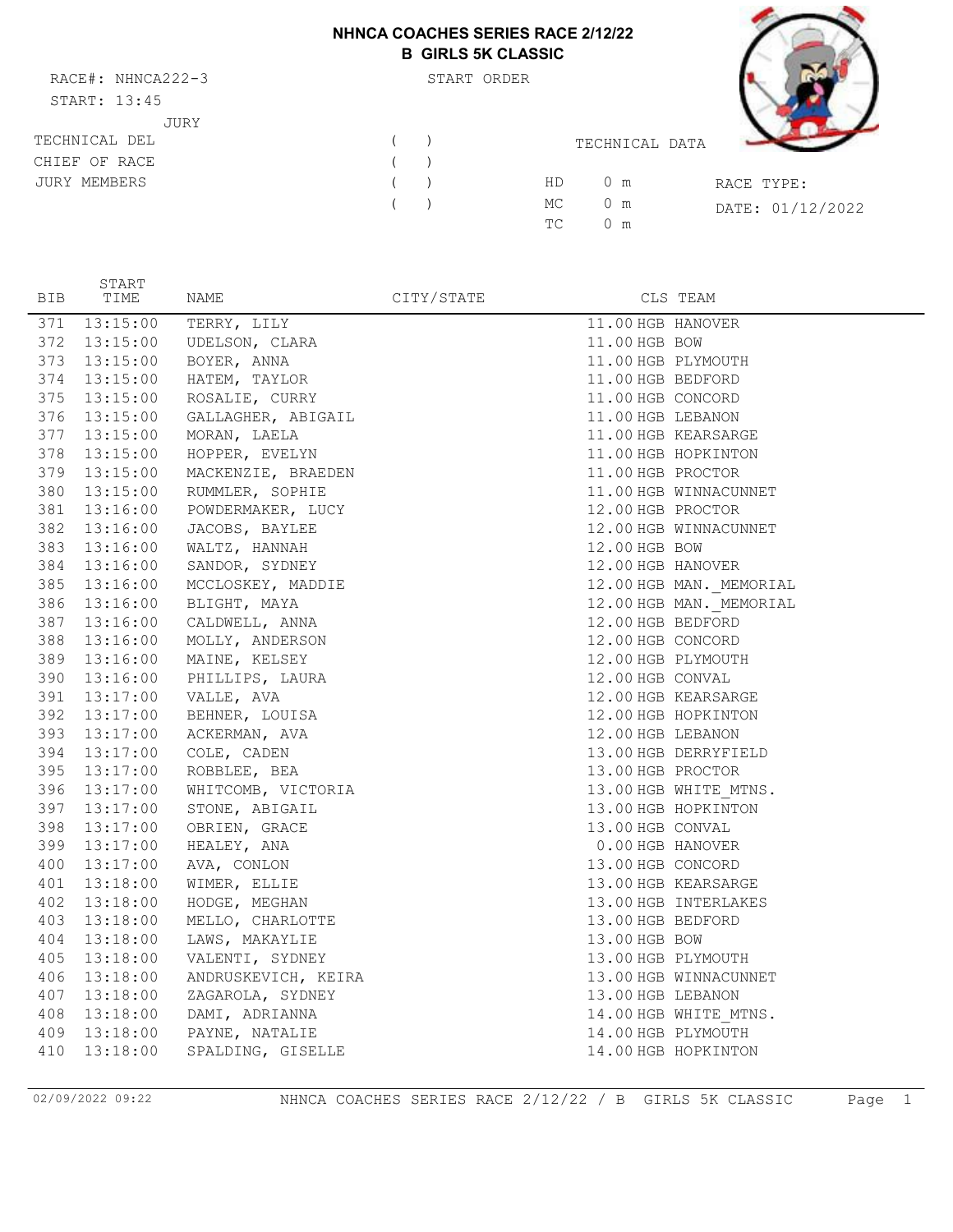# NHNCA COACHES SERIES RACE 2/12/22
## B GIRLS 5K CLASSIC

RACE#: NHNCA222-3

START: 13:45

START ORDER

JURY

TECHNICAL DEL ( )

CHIEF OF RACE ( )

JURY MEMBERS ( )

( )

TECHNICAL DATA

HD 0 m

MC 0 m

TC 0 m

RACE TYPE:

DATE: 01/12/2022

| BIB | START TIME | NAME | CITY/STATE | CLS | TEAM |
|---|---|---|---|---|---|
| 371 | 13:15:00 | TERRY, LILY | | 11.00 HGB | HANOVER |
| 372 | 13:15:00 | UDELSON, CLARA | | 11.00 HGB | BOW |
| 373 | 13:15:00 | BOYER, ANNA | | 11.00 HGB | PLYMOUTH |
| 374 | 13:15:00 | HATEM, TAYLOR | | 11.00 HGB | BEDFORD |
| 375 | 13:15:00 | ROSALIE, CURRY | | 11.00 HGB | CONCORD |
| 376 | 13:15:00 | GALLAGHER, ABIGAIL | | 11.00 HGB | LEBANON |
| 377 | 13:15:00 | MORAN, LAELA | | 11.00 HGB | KEARSARGE |
| 378 | 13:15:00 | HOPPER, EVELYN | | 11.00 HGB | HOPKINTON |
| 379 | 13:15:00 | MACKENZIE, BRAEDEN | | 11.00 HGB | PROCTOR |
| 380 | 13:15:00 | RUMMLER, SOPHIE | | 11.00 HGB | WINNACUNNET |
| 381 | 13:16:00 | POWDERMAKER, LUCY | | 12.00 HGB | PROCTOR |
| 382 | 13:16:00 | JACOBS, BAYLEE | | 12.00 HGB | WINNACUNNET |
| 383 | 13:16:00 | WALTZ, HANNAH | | 12.00 HGB | BOW |
| 384 | 13:16:00 | SANDOR, SYDNEY | | 12.00 HGB | HANOVER |
| 385 | 13:16:00 | MCCLOSKEY, MADDIE | | 12.00 HGB | MAN._MEMORIAL |
| 386 | 13:16:00 | BLIGHT, MAYA | | 12.00 HGB | MAN._MEMORIAL |
| 387 | 13:16:00 | CALDWELL, ANNA | | 12.00 HGB | BEDFORD |
| 388 | 13:16:00 | MOLLY, ANDERSON | | 12.00 HGB | CONCORD |
| 389 | 13:16:00 | MAINE, KELSEY | | 12.00 HGB | PLYMOUTH |
| 390 | 13:16:00 | PHILLIPS, LAURA | | 12.00 HGB | CONVAL |
| 391 | 13:17:00 | VALLE, AVA | | 12.00 HGB | KEARSARGE |
| 392 | 13:17:00 | BEHNER, LOUISA | | 12.00 HGB | HOPKINTON |
| 393 | 13:17:00 | ACKERMAN, AVA | | 12.00 HGB | LEBANON |
| 394 | 13:17:00 | COLE, CADEN | | 13.00 HGB | DERRYFIELD |
| 395 | 13:17:00 | ROBBLEE, BEA | | 13.00 HGB | PROCTOR |
| 396 | 13:17:00 | WHITCOMB, VICTORIA | | 13.00 HGB | WHITE_MTNS. |
| 397 | 13:17:00 | STONE, ABIGAIL | | 13.00 HGB | HOPKINTON |
| 398 | 13:17:00 | OBRIEN, GRACE | | 13.00 HGB | CONVAL |
| 399 | 13:17:00 | HEALEY, ANA | | 0.00 HGB | HANOVER |
| 400 | 13:17:00 | AVA, CONLON | | 13.00 HGB | CONCORD |
| 401 | 13:18:00 | WIMER, ELLIE | | 13.00 HGB | KEARSARGE |
| 402 | 13:18:00 | HODGE, MEGHAN | | 13.00 HGB | INTERLAKES |
| 403 | 13:18:00 | MELLO, CHARLOTTE | | 13.00 HGB | BEDFORD |
| 404 | 13:18:00 | LAWS, MAKAYLIE | | 13.00 HGB | BOW |
| 405 | 13:18:00 | VALENTI, SYDNEY | | 13.00 HGB | PLYMOUTH |
| 406 | 13:18:00 | ANDRUSKEVICH, KEIRA | | 13.00 HGB | WINNACUNNET |
| 407 | 13:18:00 | ZAGAROLA, SYDNEY | | 13.00 HGB | LEBANON |
| 408 | 13:18:00 | DAMI, ADRIANNA | | 14.00 HGB | WHITE_MTNS. |
| 409 | 13:18:00 | PAYNE, NATALIE | | 14.00 HGB | PLYMOUTH |
| 410 | 13:18:00 | SPALDING, GISELLE | | 14.00 HGB | HOPKINTON |

02/09/2022 09:22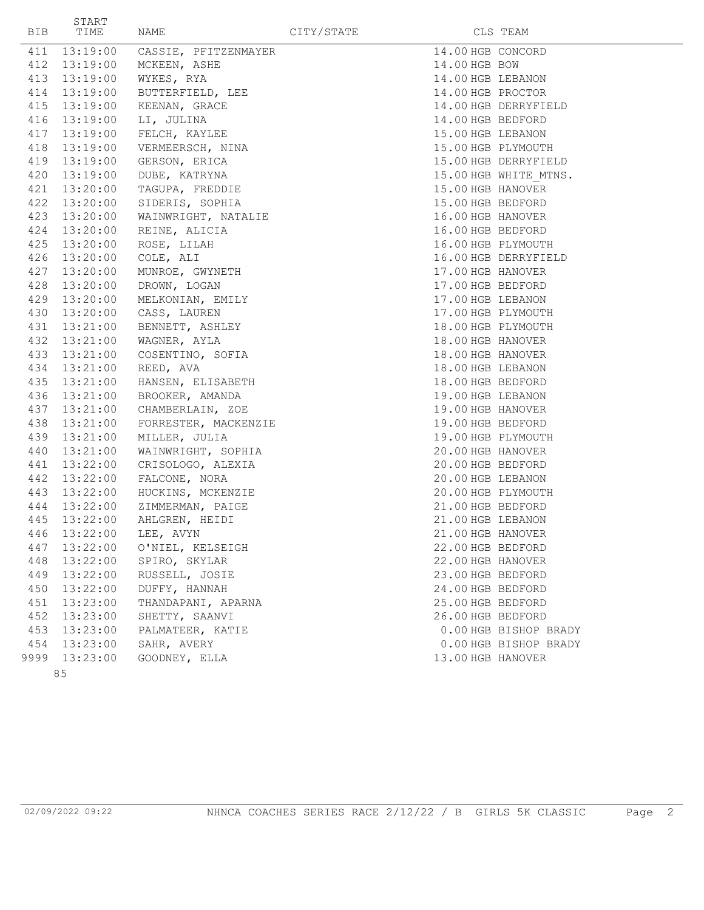| BIB | START TIME | NAME | CITY/STATE | CLS | TEAM |
|---|---|---|---|---|---|
| 411 | 13:19:00 | CASSIE, PFITZENMAYER | | 14.00 HGB | CONCORD |
| 412 | 13:19:00 | MCKEEN, ASHE | | 14.00 HGB | BOW |
| 413 | 13:19:00 | WYKES, RYA | | 14.00 HGB | LEBANON |
| 414 | 13:19:00 | BUTTERFIELD, LEE | | 14.00 HGB | PROCTOR |
| 415 | 13:19:00 | KEENAN, GRACE | | 14.00 HGB | DERRYFIELD |
| 416 | 13:19:00 | LI, JULINA | | 14.00 HGB | BEDFORD |
| 417 | 13:19:00 | FELCH, KAYLEE | | 15.00 HGB | LEBANON |
| 418 | 13:19:00 | VERMEERSCH, NINA | | 15.00 HGB | PLYMOUTH |
| 419 | 13:19:00 | GERSON, ERICA | | 15.00 HGB | DERRYFIELD |
| 420 | 13:19:00 | DUBE, KATRYNA | | 15.00 HGB | WHITE_MTNS. |
| 421 | 13:20:00 | TAGUPA, FREDDIE | | 15.00 HGB | HANOVER |
| 422 | 13:20:00 | SIDERIS, SOPHIA | | 15.00 HGB | BEDFORD |
| 423 | 13:20:00 | WAINWRIGHT, NATALIE | | 16.00 HGB | HANOVER |
| 424 | 13:20:00 | REINE, ALICIA | | 16.00 HGB | BEDFORD |
| 425 | 13:20:00 | ROSE, LILAH | | 16.00 HGB | PLYMOUTH |
| 426 | 13:20:00 | COLE, ALI | | 16.00 HGB | DERRYFIELD |
| 427 | 13:20:00 | MUNROE, GWYNETH | | 17.00 HGB | HANOVER |
| 428 | 13:20:00 | DROWN, LOGAN | | 17.00 HGB | BEDFORD |
| 429 | 13:20:00 | MELKONIAN, EMILY | | 17.00 HGB | LEBANON |
| 430 | 13:20:00 | CASS, LAUREN | | 17.00 HGB | PLYMOUTH |
| 431 | 13:21:00 | BENNETT, ASHLEY | | 18.00 HGB | PLYMOUTH |
| 432 | 13:21:00 | WAGNER, AYLA | | 18.00 HGB | HANOVER |
| 433 | 13:21:00 | COSENTINO, SOFIA | | 18.00 HGB | HANOVER |
| 434 | 13:21:00 | REED, AVA | | 18.00 HGB | LEBANON |
| 435 | 13:21:00 | HANSEN, ELISABETH | | 18.00 HGB | BEDFORD |
| 436 | 13:21:00 | BROOKER, AMANDA | | 19.00 HGB | LEBANON |
| 437 | 13:21:00 | CHAMBERLAIN, ZOE | | 19.00 HGB | HANOVER |
| 438 | 13:21:00 | FORRESTER, MACKENZIE | | 19.00 HGB | BEDFORD |
| 439 | 13:21:00 | MILLER, JULIA | | 19.00 HGB | PLYMOUTH |
| 440 | 13:21:00 | WAINWRIGHT, SOPHIA | | 20.00 HGB | HANOVER |
| 441 | 13:22:00 | CRISOLOGO, ALEXIA | | 20.00 HGB | BEDFORD |
| 442 | 13:22:00 | FALCONE, NORA | | 20.00 HGB | LEBANON |
| 443 | 13:22:00 | HUCKINS, MCKENZIE | | 20.00 HGB | PLYMOUTH |
| 444 | 13:22:00 | ZIMMERMAN, PAIGE | | 21.00 HGB | BEDFORD |
| 445 | 13:22:00 | AHLGREN, HEIDI | | 21.00 HGB | LEBANON |
| 446 | 13:22:00 | LEE, AVYN | | 21.00 HGB | HANOVER |
| 447 | 13:22:00 | O'NIEL, KELSEIGH | | 22.00 HGB | BEDFORD |
| 448 | 13:22:00 | SPIRO, SKYLAR | | 22.00 HGB | HANOVER |
| 449 | 13:22:00 | RUSSELL, JOSIE | | 23.00 HGB | BEDFORD |
| 450 | 13:22:00 | DUFFY, HANNAH | | 24.00 HGB | BEDFORD |
| 451 | 13:23:00 | THANDAPANI, APARNA | | 25.00 HGB | BEDFORD |
| 452 | 13:23:00 | SHETTY, SAANVI | | 26.00 HGB | BEDFORD |
| 453 | 13:23:00 | PALMATEER, KATIE | | 0.00 HGB | BISHOP BRADY |
| 454 | 13:23:00 | SAHR, AVERY | | 0.00 HGB | BISHOP BRADY |
| 9999 | 13:23:00 | GOODNEY, ELLA | | 13.00 HGB | HANOVER |

85

02/09/2022 09:22 NHNCA COACHES SERIES RACE 2/12/22 / B GIRLS 5K CLASSIC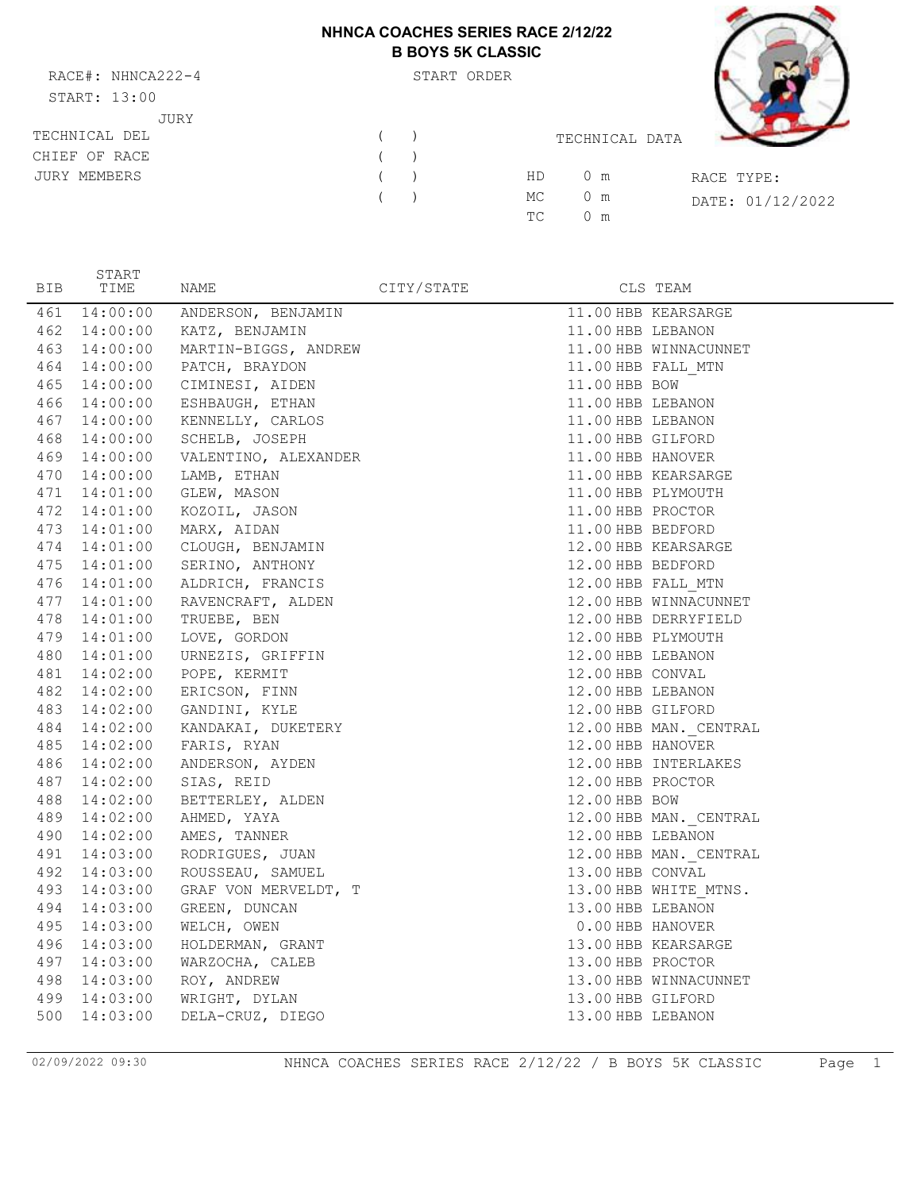# NHNCA COACHES SERIES RACE 2/12/22
## B BOYS 5K CLASSIC

RACE#: NHNCA222-4
START: 13:00

START ORDER

JURY

TECHNICAL DEL ( )
CHIEF OF RACE ( )
JURY MEMBERS ( )
( )

TECHNICAL DATA

HD 0 m
MC 0 m
TC 0 m

RACE TYPE:
DATE: 01/12/2022

| BIB | START TIME | NAME | CITY/STATE | CLS | TEAM |
|---|---|---|---|---|---|
| 461 | 14:00:00 | ANDERSON, BENJAMIN | | 11.00 HBB | KEARSARGE |
| 462 | 14:00:00 | KATZ, BENJAMIN | | 11.00 HBB | LEBANON |
| 463 | 14:00:00 | MARTIN-BIGGS, ANDREW | | 11.00 HBB | WINNACUNNET |
| 464 | 14:00:00 | PATCH, BRAYDON | | 11.00 HBB | FALL_MTN |
| 465 | 14:00:00 | CIMINESI, AIDEN | | 11.00 HBB | BOW |
| 466 | 14:00:00 | ESHBAUGH, ETHAN | | 11.00 HBB | LEBANON |
| 467 | 14:00:00 | KENNELLY, CARLOS | | 11.00 HBB | LEBANON |
| 468 | 14:00:00 | SCHELB, JOSEPH | | 11.00 HBB | GILFORD |
| 469 | 14:00:00 | VALENTINO, ALEXANDER | | 11.00 HBB | HANOVER |
| 470 | 14:00:00 | LAMB, ETHAN | | 11.00 HBB | KEARSARGE |
| 471 | 14:01:00 | GLEW, MASON | | 11.00 HBB | PLYMOUTH |
| 472 | 14:01:00 | KOZOIL, JASON | | 11.00 HBB | PROCTOR |
| 473 | 14:01:00 | MARX, AIDAN | | 11.00 HBB | BEDFORD |
| 474 | 14:01:00 | CLOUGH, BENJAMIN | | 12.00 HBB | KEARSARGE |
| 475 | 14:01:00 | SERINO, ANTHONY | | 12.00 HBB | BEDFORD |
| 476 | 14:01:00 | ALDRICH, FRANCIS | | 12.00 HBB | FALL_MTN |
| 477 | 14:01:00 | RAVENCRAFT, ALDEN | | 12.00 HBB | WINNACUNNET |
| 478 | 14:01:00 | TRUEBE, BEN | | 12.00 HBB | DERRYFIELD |
| 479 | 14:01:00 | LOVE, GORDON | | 12.00 HBB | PLYMOUTH |
| 480 | 14:01:00 | URNEZIS, GRIFFIN | | 12.00 HBB | LEBANON |
| 481 | 14:02:00 | POPE, KERMIT | | 12.00 HBB | CONVAL |
| 482 | 14:02:00 | ERICSON, FINN | | 12.00 HBB | LEBANON |
| 483 | 14:02:00 | GANDINI, KYLE | | 12.00 HBB | GILFORD |
| 484 | 14:02:00 | KANDAKAI, DUKETERY | | 12.00 HBB | MAN._CENTRAL |
| 485 | 14:02:00 | FARIS, RYAN | | 12.00 HBB | HANOVER |
| 486 | 14:02:00 | ANDERSON, AYDEN | | 12.00 HBB | INTERLAKES |
| 487 | 14:02:00 | SIAS, REID | | 12.00 HBB | PROCTOR |
| 488 | 14:02:00 | BETTERLEY, ALDEN | | 12.00 HBB | BOW |
| 489 | 14:02:00 | AHMED, YAYA | | 12.00 HBB | MAN._CENTRAL |
| 490 | 14:02:00 | AMES, TANNER | | 12.00 HBB | LEBANON |
| 491 | 14:03:00 | RODRIGUES, JUAN | | 12.00 HBB | MAN._CENTRAL |
| 492 | 14:03:00 | ROUSSEAU, SAMUEL | | 13.00 HBB | CONVAL |
| 493 | 14:03:00 | GRAF VON MERVELDT, T | | 13.00 HBB | WHITE_MTNS. |
| 494 | 14:03:00 | GREEN, DUNCAN | | 13.00 HBB | LEBANON |
| 495 | 14:03:00 | WELCH, OWEN | | 0.00 HBB | HANOVER |
| 496 | 14:03:00 | HOLDERMAN, GRANT | | 13.00 HBB | KEARSARGE |
| 497 | 14:03:00 | WARZOCHA, CALEB | | 13.00 HBB | PROCTOR |
| 498 | 14:03:00 | ROY, ANDREW | | 13.00 HBB | WINNACUNNET |
| 499 | 14:03:00 | WRIGHT, DYLAN | | 13.00 HBB | GILFORD |
| 500 | 14:03:00 | DELA-CRUZ, DIEGO | | 13.00 HBB | LEBANON |

02/09/2022 09:30 NHNCA COACHES SERIES RACE 2/12/22 / B BOYS 5K CLASSIC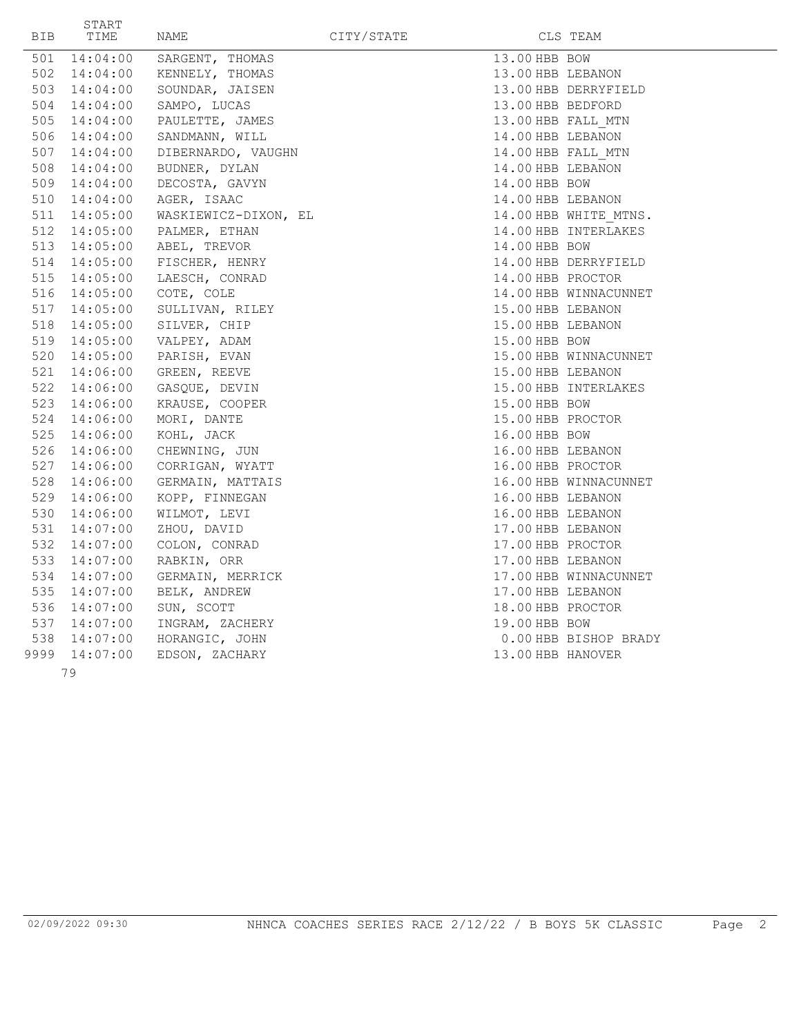| BIB | START TIME | NAME | CITY/STATE | CLS | TEAM |
|---|---|---|---|---|---|
| 501 | 14:04:00 | SARGENT, THOMAS | | 13.00 HBB | BOW |
| 502 | 14:04:00 | KENNELY, THOMAS | | 13.00 HBB | LEBANON |
| 503 | 14:04:00 | SOUNDAR, JAISEN | | 13.00 HBB | DERRYFIELD |
| 504 | 14:04:00 | SAMPO, LUCAS | | 13.00 HBB | BEDFORD |
| 505 | 14:04:00 | PAULETTE, JAMES | | 13.00 HBB | FALL_MTN |
| 506 | 14:04:00 | SANDMANN, WILL | | 14.00 HBB | LEBANON |
| 507 | 14:04:00 | DIBERNARDO, VAUGHN | | 14.00 HBB | FALL_MTN |
| 508 | 14:04:00 | BUDNER, DYLAN | | 14.00 HBB | LEBANON |
| 509 | 14:04:00 | DECOSTA, GAVYN | | 14.00 HBB | BOW |
| 510 | 14:04:00 | AGER, ISAAC | | 14.00 HBB | LEBANON |
| 511 | 14:05:00 | WASKIEWICZ-DIXON, EL | | 14.00 HBB | WHITE_MTNS. |
| 512 | 14:05:00 | PALMER, ETHAN | | 14.00 HBB | INTERLAKES |
| 513 | 14:05:00 | ABEL, TREVOR | | 14.00 HBB | BOW |
| 514 | 14:05:00 | FISCHER, HENRY | | 14.00 HBB | DERRYFIELD |
| 515 | 14:05:00 | LAESCH, CONRAD | | 14.00 HBB | PROCTOR |
| 516 | 14:05:00 | COTE, COLE | | 14.00 HBB | WINNACUNNET |
| 517 | 14:05:00 | SULLIVAN, RILEY | | 15.00 HBB | LEBANON |
| 518 | 14:05:00 | SILVER, CHIP | | 15.00 HBB | LEBANON |
| 519 | 14:05:00 | VALPEY, ADAM | | 15.00 HBB | BOW |
| 520 | 14:05:00 | PARISH, EVAN | | 15.00 HBB | WINNACUNNET |
| 521 | 14:06:00 | GREEN, REEVE | | 15.00 HBB | LEBANON |
| 522 | 14:06:00 | GASQUE, DEVIN | | 15.00 HBB | INTERLAKES |
| 523 | 14:06:00 | KRAUSE, COOPER | | 15.00 HBB | BOW |
| 524 | 14:06:00 | MORI, DANTE | | 15.00 HBB | PROCTOR |
| 525 | 14:06:00 | KOHL, JACK | | 16.00 HBB | BOW |
| 526 | 14:06:00 | CHEWNING, JUN | | 16.00 HBB | LEBANON |
| 527 | 14:06:00 | CORRIGAN, WYATT | | 16.00 HBB | PROCTOR |
| 528 | 14:06:00 | GERMAIN, MATTAIS | | 16.00 HBB | WINNACUNNET |
| 529 | 14:06:00 | KOPP, FINNEGAN | | 16.00 HBB | LEBANON |
| 530 | 14:06:00 | WILMOT, LEVI | | 16.00 HBB | LEBANON |
| 531 | 14:07:00 | ZHOU, DAVID | | 17.00 HBB | LEBANON |
| 532 | 14:07:00 | COLON, CONRAD | | 17.00 HBB | PROCTOR |
| 533 | 14:07:00 | RABKIN, ORR | | 17.00 HBB | LEBANON |
| 534 | 14:07:00 | GERMAIN, MERRICK | | 17.00 HBB | WINNACUNNET |
| 535 | 14:07:00 | BELK, ANDREW | | 17.00 HBB | LEBANON |
| 536 | 14:07:00 | SUN, SCOTT | | 18.00 HBB | PROCTOR |
| 537 | 14:07:00 | INGRAM, ZACHERY | | 19.00 HBB | BOW |
| 538 | 14:07:00 | HORANGIC, JOHN | | 0.00 HBB | BISHOP BRADY |
| 9999 | 14:07:00 | EDSON, ZACHARY | | 13.00 HBB | HANOVER |

79

02/09/2022 09:30 NHNCA COACHES SERIES RACE 2/12/22 / B BOYS 5K CLASSIC